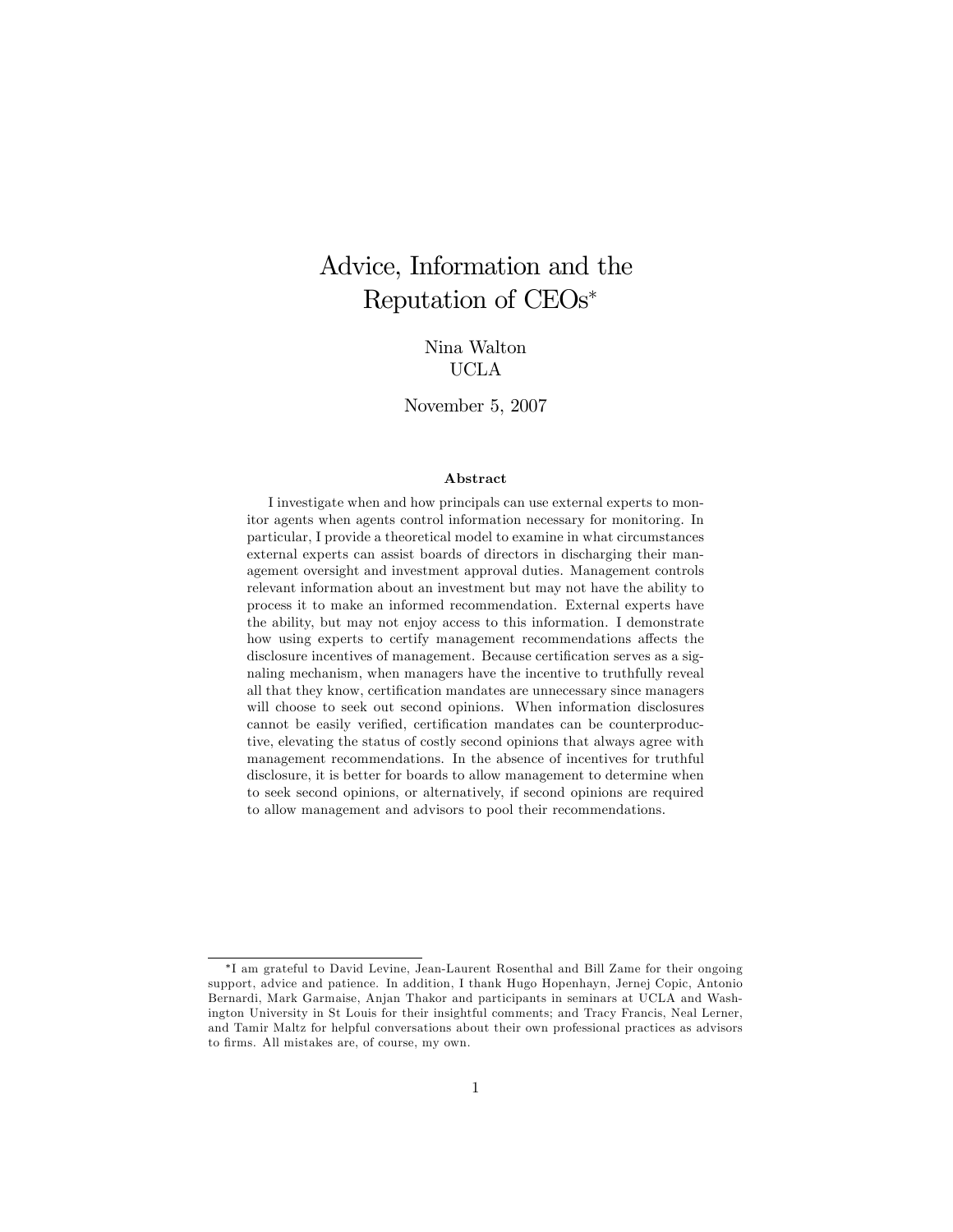# Advice, Information and the Reputation of CEOs*

Nina Walton
UCLA

November 5, 2007

### Abstract

I investigate when and how principals can use external experts to monitor agents when agents control information necessary for monitoring. In particular, I provide a theoretical model to examine in what circumstances external experts can assist boards of directors in discharging their management oversight and investment approval duties. Management controls relevant information about an investment but may not have the ability to process it to make an informed recommendation. External experts have the ability, but may not enjoy access to this information. I demonstrate how using experts to certify management recommendations affects the disclosure incentives of management. Because certification serves as a signaling mechanism, when managers have the incentive to truthfully reveal all that they know, certification mandates are unnecessary since managers will choose to seek out second opinions. When information disclosures cannot be easily verified, certification mandates can be counterproductive, elevating the status of costly second opinions that always agree with management recommendations. In the absence of incentives for truthful disclosure, it is better for boards to allow management to determine when to seek second opinions, or alternatively, if second opinions are required to allow management and advisors to pool their recommendations.

*I am grateful to David Levine, Jean-Laurent Rosenthal and Bill Zame for their ongoing support, advice and patience. In addition, I thank Hugo Hopenhayn, Jernej Copic, Antonio Bernardi, Mark Garmaise, Anjan Thakor and participants in seminars at UCLA and Washington University in St Louis for their insightful comments; and Tracy Francis, Neal Lerner, and Tamir Maltz for helpful conversations about their own professional practices as advisors to firms. All mistakes are, of course, my own.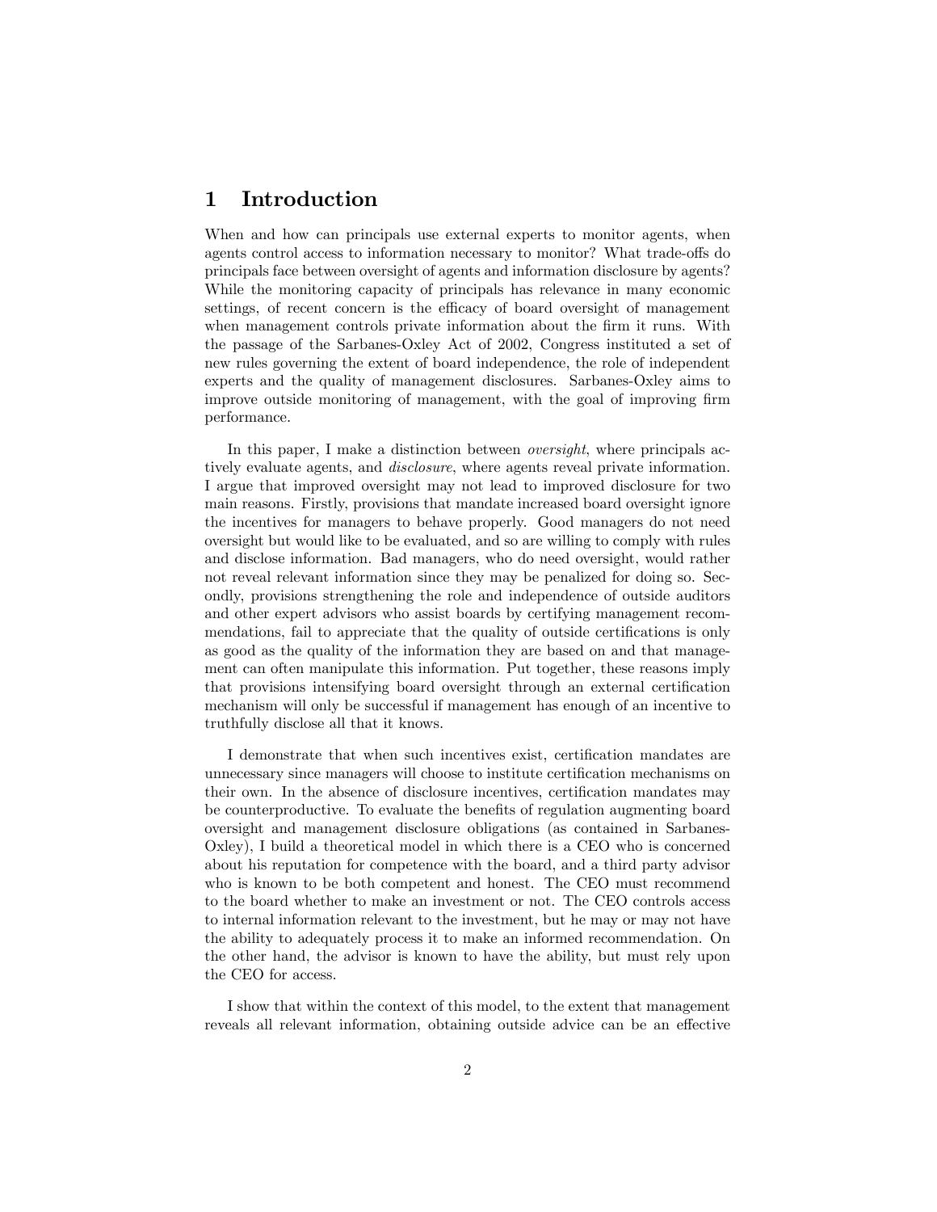# 1 Introduction

When and how can principals use external experts to monitor agents, when agents control access to information necessary to monitor? What trade-offs do principals face between oversight of agents and information disclosure by agents? While the monitoring capacity of principals has relevance in many economic settings, of recent concern is the efficacy of board oversight of management when management controls private information about the firm it runs. With the passage of the Sarbanes-Oxley Act of 2002, Congress instituted a set of new rules governing the extent of board independence, the role of independent experts and the quality of management disclosures. Sarbanes-Oxley aims to improve outside monitoring of management, with the goal of improving firm performance.

In this paper, I make a distinction between *oversight*, where principals actively evaluate agents, and *disclosure*, where agents reveal private information. I argue that improved oversight may not lead to improved disclosure for two main reasons. Firstly, provisions that mandate increased board oversight ignore the incentives for managers to behave properly. Good managers do not need oversight but would like to be evaluated, and so are willing to comply with rules and disclose information. Bad managers, who do need oversight, would rather not reveal relevant information since they may be penalized for doing so. Secondly, provisions strengthening the role and independence of outside auditors and other expert advisors who assist boards by certifying management recommendations, fail to appreciate that the quality of outside certifications is only as good as the quality of the information they are based on and that management can often manipulate this information. Put together, these reasons imply that provisions intensifying board oversight through an external certification mechanism will only be successful if management has enough of an incentive to truthfully disclose all that it knows.

I demonstrate that when such incentives exist, certification mandates are unnecessary since managers will choose to institute certification mechanisms on their own. In the absence of disclosure incentives, certification mandates may be counterproductive. To evaluate the benefits of regulation augmenting board oversight and management disclosure obligations (as contained in Sarbanes-Oxley), I build a theoretical model in which there is a CEO who is concerned about his reputation for competence with the board, and a third party advisor who is known to be both competent and honest. The CEO must recommend to the board whether to make an investment or not. The CEO controls access to internal information relevant to the investment, but he may or may not have the ability to adequately process it to make an informed recommendation. On the other hand, the advisor is known to have the ability, but must rely upon the CEO for access.

I show that within the context of this model, to the extent that management reveals all relevant information, obtaining outside advice can be an effective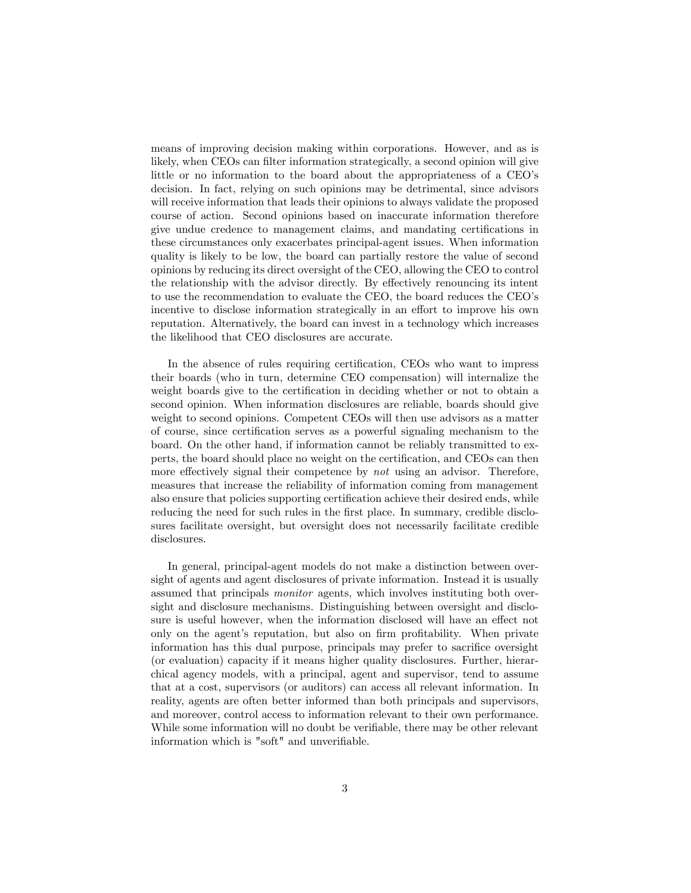means of improving decision making within corporations. However, and as is likely, when CEOs can filter information strategically, a second opinion will give little or no information to the board about the appropriateness of a CEO's decision. In fact, relying on such opinions may be detrimental, since advisors will receive information that leads their opinions to always validate the proposed course of action. Second opinions based on inaccurate information therefore give undue credence to management claims, and mandating certifications in these circumstances only exacerbates principal-agent issues. When information quality is likely to be low, the board can partially restore the value of second opinions by reducing its direct oversight of the CEO, allowing the CEO to control the relationship with the advisor directly. By effectively renouncing its intent to use the recommendation to evaluate the CEO, the board reduces the CEO's incentive to disclose information strategically in an effort to improve his own reputation. Alternatively, the board can invest in a technology which increases the likelihood that CEO disclosures are accurate.

In the absence of rules requiring certification, CEOs who want to impress their boards (who in turn, determine CEO compensation) will internalize the weight boards give to the certification in deciding whether or not to obtain a second opinion. When information disclosures are reliable, boards should give weight to second opinions. Competent CEOs will then use advisors as a matter of course, since certification serves as a powerful signaling mechanism to the board. On the other hand, if information cannot be reliably transmitted to experts, the board should place no weight on the certification, and CEOs can then more effectively signal their competence by *not* using an advisor. Therefore, measures that increase the reliability of information coming from management also ensure that policies supporting certification achieve their desired ends, while reducing the need for such rules in the first place. In summary, credible disclosures facilitate oversight, but oversight does not necessarily facilitate credible disclosures.

In general, principal-agent models do not make a distinction between oversight of agents and agent disclosures of private information. Instead it is usually assumed that principals *monitor* agents, which involves instituting both oversight and disclosure mechanisms. Distinguishing between oversight and disclosure is useful however, when the information disclosed will have an effect not only on the agent's reputation, but also on firm profitability. When private information has this dual purpose, principals may prefer to sacrifice oversight (or evaluation) capacity if it means higher quality disclosures. Further, hierarchical agency models, with a principal, agent and supervisor, tend to assume that at a cost, supervisors (or auditors) can access all relevant information. In reality, agents are often better informed than both principals and supervisors, and moreover, control access to information relevant to their own performance. While some information will no doubt be verifiable, there may be other relevant information which is "soft" and unverifiable.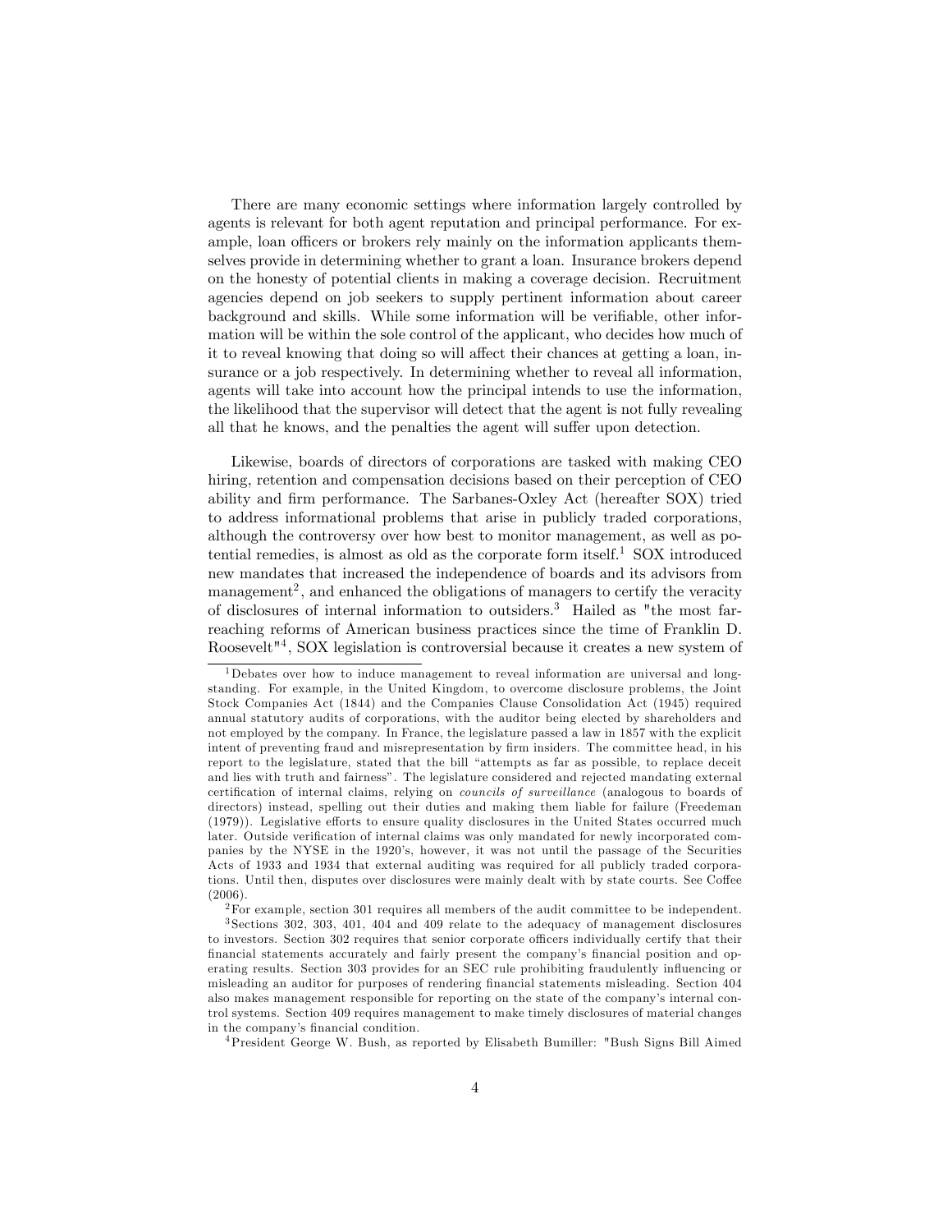There are many economic settings where information largely controlled by agents is relevant for both agent reputation and principal performance. For example, loan officers or brokers rely mainly on the information applicants themselves provide in determining whether to grant a loan. Insurance brokers depend on the honesty of potential clients in making a coverage decision. Recruitment agencies depend on job seekers to supply pertinent information about career background and skills. While some information will be verifiable, other information will be within the sole control of the applicant, who decides how much of it to reveal knowing that doing so will affect their chances at getting a loan, insurance or a job respectively. In determining whether to reveal all information, agents will take into account how the principal intends to use the information, the likelihood that the supervisor will detect that the agent is not fully revealing all that he knows, and the penalties the agent will suffer upon detection.

Likewise, boards of directors of corporations are tasked with making CEO hiring, retention and compensation decisions based on their perception of CEO ability and firm performance. The Sarbanes-Oxley Act (hereafter SOX) tried to address informational problems that arise in publicly traded corporations, although the controversy over how best to monitor management, as well as potential remedies, is almost as old as the corporate form itself.[1] SOX introduced new mandates that increased the independence of boards and its advisors from management[2], and enhanced the obligations of managers to certify the veracity of disclosures of internal information to outsiders.[3] Hailed as "the most far-reaching reforms of American business practices since the time of Franklin D. Roosevelt"[4], SOX legislation is controversial because it creates a new system of

[1] Debates over how to induce management to reveal information are universal and longstanding. For example, in the United Kingdom, to overcome disclosure problems, the Joint Stock Companies Act (1844) and the Companies Clause Consolidation Act (1945) required annual statutory audits of corporations, with the auditor being elected by shareholders and not employed by the company. In France, the legislature passed a law in 1857 with the explicit intent of preventing fraud and misrepresentation by firm insiders. The committee head, in his report to the legislature, stated that the bill "attempts as far as possible, to replace deceit and lies with truth and fairness". The legislature considered and rejected mandating external certification of internal claims, relying on *councils of surveillance* (analogous to boards of directors) instead, spelling out their duties and making them liable for failure (Freedeman (1979)). Legislative efforts to ensure quality disclosures in the United States occurred much later. Outside verification of internal claims was only mandated for newly incorporated companies by the NYSE in the 1920's, however, it was not until the passage of the Securities Acts of 1933 and 1934 that external auditing was required for all publicly traded corporations. Until then, disputes over disclosures were mainly dealt with by state courts. See Coffee (2006).

[2] For example, section 301 requires all members of the audit committee to be independent.

[3] Sections 302, 303, 401, 404 and 409 relate to the adequacy of management disclosures to investors. Section 302 requires that senior corporate officers individually certify that their financial statements accurately and fairly present the company's financial position and operating results. Section 303 provides for an SEC rule prohibiting fraudulently influencing or misleading an auditor for purposes of rendering financial statements misleading. Section 404 also makes management responsible for reporting on the state of the company's internal control systems. Section 409 requires management to make timely disclosures of material changes in the company's financial condition.

[4] President George W. Bush, as reported by Elisabeth Bumiller: "Bush Signs Bill Aimed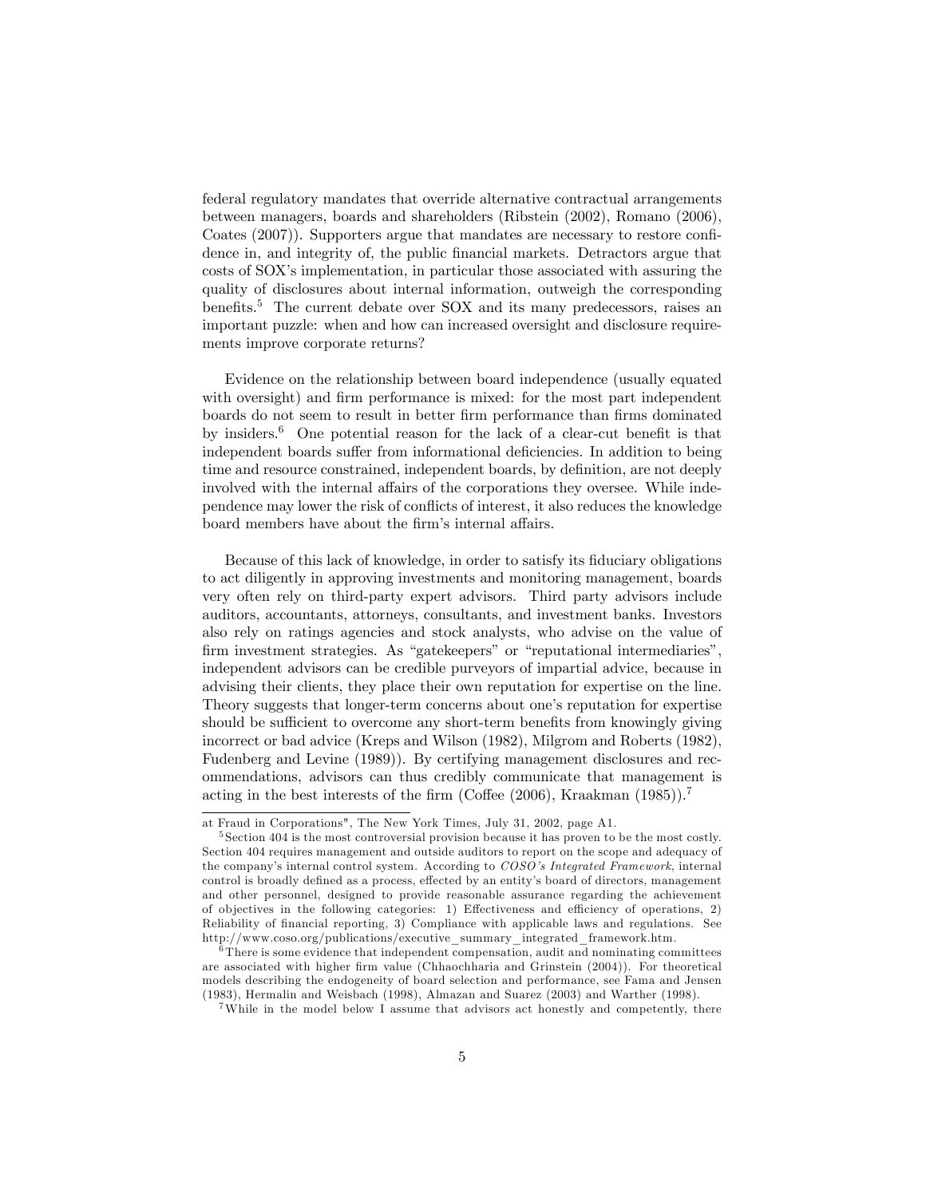federal regulatory mandates that override alternative contractual arrangements between managers, boards and shareholders (Ribstein (2002), Romano (2006), Coates (2007)). Supporters argue that mandates are necessary to restore confidence in, and integrity of, the public financial markets. Detractors argue that costs of SOX's implementation, in particular those associated with assuring the quality of disclosures about internal information, outweigh the corresponding benefits.[5] The current debate over SOX and its many predecessors, raises an important puzzle: when and how can increased oversight and disclosure requirements improve corporate returns?

Evidence on the relationship between board independence (usually equated with oversight) and firm performance is mixed: for the most part independent boards do not seem to result in better firm performance than firms dominated by insiders.[6] One potential reason for the lack of a clear-cut benefit is that independent boards suffer from informational deficiencies. In addition to being time and resource constrained, independent boards, by definition, are not deeply involved with the internal affairs of the corporations they oversee. While independence may lower the risk of conflicts of interest, it also reduces the knowledge board members have about the firm's internal affairs.

Because of this lack of knowledge, in order to satisfy its fiduciary obligations to act diligently in approving investments and monitoring management, boards very often rely on third-party expert advisors. Third party advisors include auditors, accountants, attorneys, consultants, and investment banks. Investors also rely on ratings agencies and stock analysts, who advise on the value of firm investment strategies. As "gatekeepers" or "reputational intermediaries", independent advisors can be credible purveyors of impartial advice, because in advising their clients, they place their own reputation for expertise on the line. Theory suggests that longer-term concerns about one's reputation for expertise should be sufficient to overcome any short-term benefits from knowingly giving incorrect or bad advice (Kreps and Wilson (1982), Milgrom and Roberts (1982), Fudenberg and Levine (1989)). By certifying management disclosures and recommendations, advisors can thus credibly communicate that management is acting in the best interests of the firm (Coffee (2006), Kraakman (1985)).[7]

---

at Fraud in Corporations", The New York Times, July 31, 2002, page A1.

[5] Section 404 is the most controversial provision because it has proven to be the most costly. Section 404 requires management and outside auditors to report on the scope and adequacy of the company's internal control system. According to *COSO's Integrated Framework*, internal control is broadly defined as a process, effected by an entity's board of directors, management and other personnel, designed to provide reasonable assurance regarding the achievement of objectives in the following categories: 1) Effectiveness and efficiency of operations, 2) Reliability of financial reporting, 3) Compliance with applicable laws and regulations. See http://www.coso.org/publications/executive_summary_integrated_framework.htm.

[6] There is some evidence that independent compensation, audit and nominating committees are associated with higher firm value (Chhaochharia and Grinstein (2004)). For theoretical models describing the endogeneity of board selection and performance, see Fama and Jensen (1983), Hermalin and Weisbach (1998), Almazan and Suarez (2003) and Warther (1998).

[7] While in the model below I assume that advisors act honestly and competently, there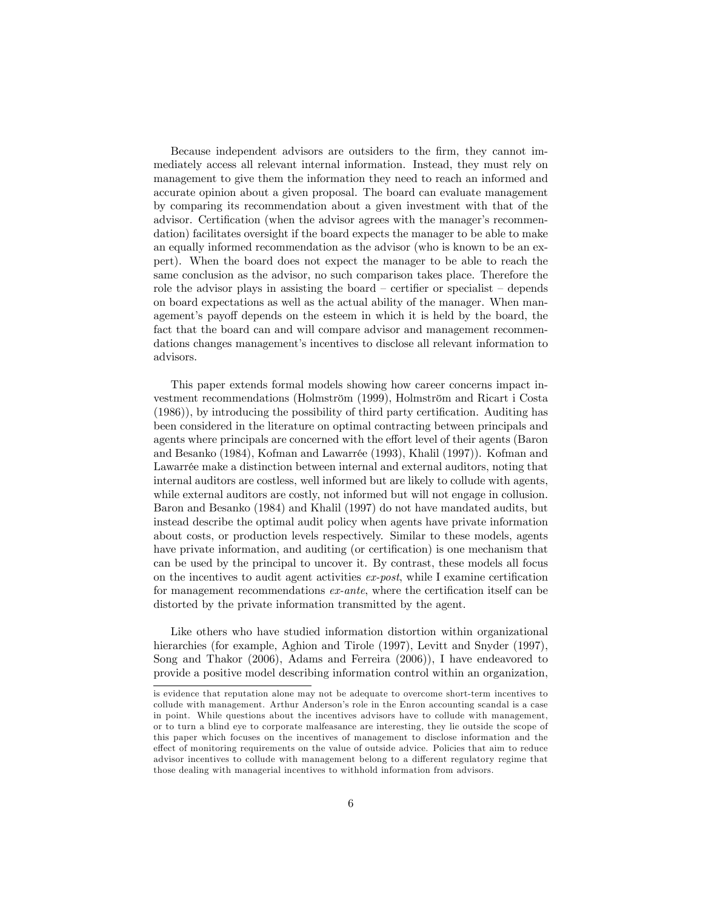Because independent advisors are outsiders to the firm, they cannot immediately access all relevant internal information. Instead, they must rely on management to give them the information they need to reach an informed and accurate opinion about a given proposal. The board can evaluate management by comparing its recommendation about a given investment with that of the advisor. Certification (when the advisor agrees with the manager's recommendation) facilitates oversight if the board expects the manager to be able to make an equally informed recommendation as the advisor (who is known to be an expert). When the board does not expect the manager to be able to reach the same conclusion as the advisor, no such comparison takes place. Therefore the role the advisor plays in assisting the board – certifier or specialist – depends on board expectations as well as the actual ability of the manager. When management's payoff depends on the esteem in which it is held by the board, the fact that the board can and will compare advisor and management recommendations changes management's incentives to disclose all relevant information to advisors.

This paper extends formal models showing how career concerns impact investment recommendations (Holmström (1999), Holmström and Ricart i Costa (1986)), by introducing the possibility of third party certification. Auditing has been considered in the literature on optimal contracting between principals and agents where principals are concerned with the effort level of their agents (Baron and Besanko (1984), Kofman and Lawarrée (1993), Khalil (1997)). Kofman and Lawarrée make a distinction between internal and external auditors, noting that internal auditors are costless, well informed but are likely to collude with agents, while external auditors are costly, not informed but will not engage in collusion. Baron and Besanko (1984) and Khalil (1997) do not have mandated audits, but instead describe the optimal audit policy when agents have private information about costs, or production levels respectively. Similar to these models, agents have private information, and auditing (or certification) is one mechanism that can be used by the principal to uncover it. By contrast, these models all focus on the incentives to audit agent activities *ex-post*, while I examine certification for management recommendations *ex-ante*, where the certification itself can be distorted by the private information transmitted by the agent.

Like others who have studied information distortion within organizational hierarchies (for example, Aghion and Tirole (1997), Levitt and Snyder (1997), Song and Thakor (2006), Adams and Ferreira (2006)), I have endeavored to provide a positive model describing information control within an organization,

is evidence that reputation alone may not be adequate to overcome short-term incentives to collude with management. Arthur Anderson's role in the Enron accounting scandal is a case in point. While questions about the incentives advisors have to collude with management, or to turn a blind eye to corporate malfeasance are interesting, they lie outside the scope of this paper which focuses on the incentives of management to disclose information and the effect of monitoring requirements on the value of outside advice. Policies that aim to reduce advisor incentives to collude with management belong to a different regulatory regime that those dealing with managerial incentives to withhold information from advisors.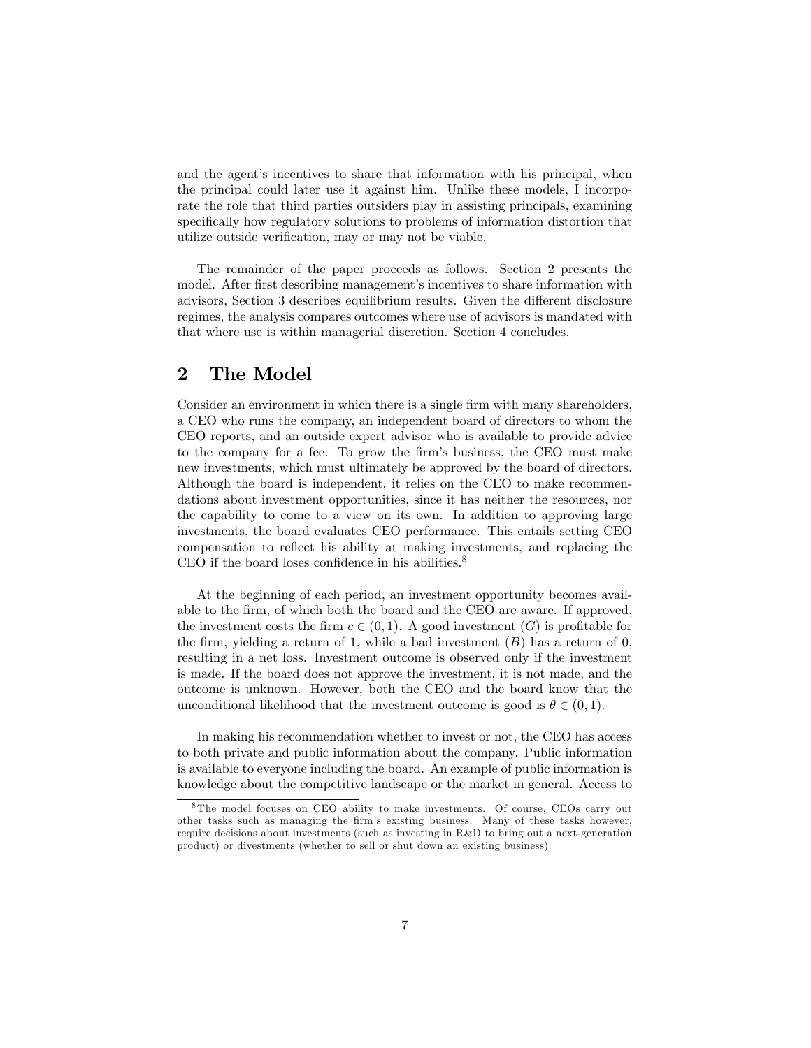and the agent's incentives to share that information with his principal, when the principal could later use it against him. Unlike these models, I incorporate the role that third parties outsiders play in assisting principals, examining specifically how regulatory solutions to problems of information distortion that utilize outside verification, may or may not be viable.

The remainder of the paper proceeds as follows. Section 2 presents the model. After first describing management's incentives to share information with advisors, Section 3 describes equilibrium results. Given the different disclosure regimes, the analysis compares outcomes where use of advisors is mandated with that where use is within managerial discretion. Section 4 concludes.

## 2 The Model

Consider an environment in which there is a single firm with many shareholders, a CEO who runs the company, an independent board of directors to whom the CEO reports, and an outside expert advisor who is available to provide advice to the company for a fee. To grow the firm's business, the CEO must make new investments, which must ultimately be approved by the board of directors. Although the board is independent, it relies on the CEO to make recommendations about investment opportunities, since it has neither the resources, nor the capability to come to a view on its own. In addition to approving large investments, the board evaluates CEO performance. This entails setting CEO compensation to reflect his ability at making investments, and replacing the CEO if the board loses confidence in his abilities.[8]

At the beginning of each period, an investment opportunity becomes available to the firm, of which both the board and the CEO are aware. If approved, the investment costs the firm $c \in (0, 1)$. A good investment ($G$) is profitable for the firm, yielding a return of 1, while a bad investment ($B$) has a return of 0, resulting in a net loss. Investment outcome is observed only if the investment is made. If the board does not approve the investment, it is not made, and the outcome is unknown. However, both the CEO and the board know that the unconditional likelihood that the investment outcome is good is $\theta \in (0, 1)$.

In making his recommendation whether to invest or not, the CEO has access to both private and public information about the company. Public information is available to everyone including the board. An example of public information is knowledge about the competitive landscape or the market in general. Access to

[8] The model focuses on CEO ability to make investments. Of course, CEOs carry out other tasks such as managing the firm's existing business. Many of these tasks however, require decisions about investments (such as investing in R&D to bring out a next-generation product) or divestments (whether to sell or shut down an existing business).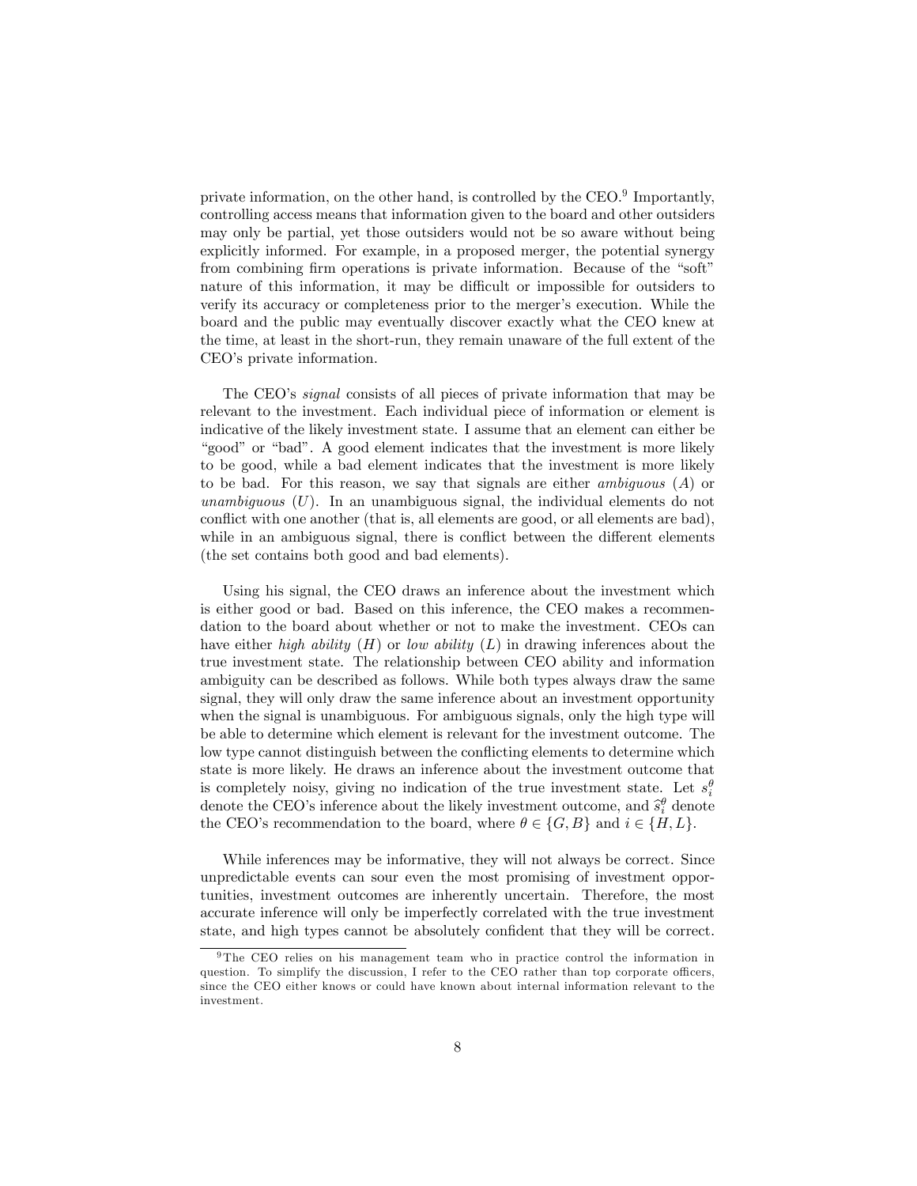private information, on the other hand, is controlled by the CEO.[9] Importantly, controlling access means that information given to the board and other outsiders may only be partial, yet those outsiders would not be so aware without being explicitly informed. For example, in a proposed merger, the potential synergy from combining firm operations is private information. Because of the "soft" nature of this information, it may be difficult or impossible for outsiders to verify its accuracy or completeness prior to the merger's execution. While the board and the public may eventually discover exactly what the CEO knew at the time, at least in the short-run, they remain unaware of the full extent of the CEO's private information.

The CEO's *signal* consists of all pieces of private information that may be relevant to the investment. Each individual piece of information or element is indicative of the likely investment state. I assume that an element can either be "good" or "bad". A good element indicates that the investment is more likely to be good, while a bad element indicates that the investment is more likely to be bad. For this reason, we say that signals are either *ambiguous* ($A$) or *unambiguous* ($U$). In an unambiguous signal, the individual elements do not conflict with one another (that is, all elements are good, or all elements are bad), while in an ambiguous signal, there is conflict between the different elements (the set contains both good and bad elements).

Using his signal, the CEO draws an inference about the investment which is either good or bad. Based on this inference, the CEO makes a recommendation to the board about whether or not to make the investment. CEOs can have either *high ability* ($H$) or *low ability* ($L$) in drawing inferences about the true investment state. The relationship between CEO ability and information ambiguity can be described as follows. While both types always draw the same signal, they will only draw the same inference about an investment opportunity when the signal is unambiguous. For ambiguous signals, only the high type will be able to determine which element is relevant for the investment outcome. The low type cannot distinguish between the conflicting elements to determine which state is more likely. He draws an inference about the investment outcome that is completely noisy, giving no indication of the true investment state. Let $s_i^\theta$ denote the CEO's inference about the likely investment outcome, and $\widehat{s}_i^\theta$ denote the CEO's recommendation to the board, where $\theta \in \{G, B\}$ and $i \in \{H, L\}$.

While inferences may be informative, they will not always be correct. Since unpredictable events can sour even the most promising of investment opportunities, investment outcomes are inherently uncertain. Therefore, the most accurate inference will only be imperfectly correlated with the true investment state, and high types cannot be absolutely confident that they will be correct.

[9] The CEO relies on his management team who in practice control the information in question. To simplify the discussion, I refer to the CEO rather than top corporate officers, since the CEO either knows or could have known about internal information relevant to the investment.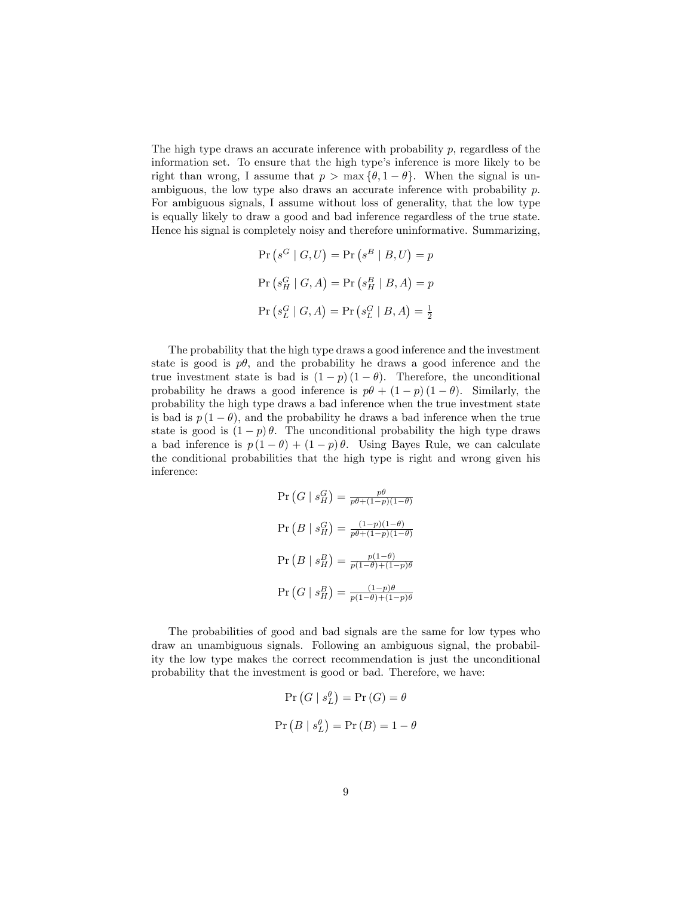The high type draws an accurate inference with probability $p$, regardless of the information set. To ensure that the high type's inference is more likely to be right than wrong, I assume that $p > \max\{\theta, 1-\theta\}$. When the signal is unambiguous, the low type also draws an accurate inference with probability $p$. For ambiguous signals, I assume without loss of generality, that the low type is equally likely to draw a good and bad inference regardless of the true state. Hence his signal is completely noisy and therefore uninformative. Summarizing,

$$\Pr\left(s^G \mid G, U\right) = \Pr\left(s^B \mid B, U\right) = p$$

$$\Pr\left(s_H^G \mid G, A\right) = \Pr\left(s_H^B \mid B, A\right) = p$$

$$\Pr\left(s_L^G \mid G, A\right) = \Pr\left(s_L^G \mid B, A\right) = \tfrac{1}{2}$$

The probability that the high type draws a good inference and the investment state is good is $p\theta$, and the probability he draws a good inference and the true investment state is bad is $(1-p)(1-\theta)$. Therefore, the unconditional probability he draws a good inference is $p\theta + (1-p)(1-\theta)$. Similarly, the probability the high type draws a bad inference when the true investment state is bad is $p(1-\theta)$, and the probability he draws a bad inference when the true state is good is $(1-p)\theta$. The unconditional probability the high type draws a bad inference is $p(1-\theta) + (1-p)\theta$. Using Bayes Rule, we can calculate the conditional probabilities that the high type is right and wrong given his inference:

$$\Pr\left(G \mid s_H^G\right) = \tfrac{p\theta}{p\theta + (1-p)(1-\theta)}$$

$$\Pr\left(B \mid s_H^G\right) = \tfrac{(1-p)(1-\theta)}{p\theta + (1-p)(1-\theta)}$$

$$\Pr\left(B \mid s_H^B\right) = \tfrac{p(1-\theta)}{p(1-\theta) + (1-p)\theta}$$

$$\Pr\left(G \mid s_H^B\right) = \tfrac{(1-p)\theta}{p(1-\theta) + (1-p)\theta}$$

The probabilities of good and bad signals are the same for low types who draw an unambiguous signals. Following an ambiguous signal, the probability the low type makes the correct recommendation is just the unconditional probability that the investment is good or bad. Therefore, we have:

$$\Pr\left(G \mid s_L^\theta\right) = \Pr(G) = \theta$$

$$\Pr\left(B \mid s_L^\theta\right) = \Pr(B) = 1-\theta$$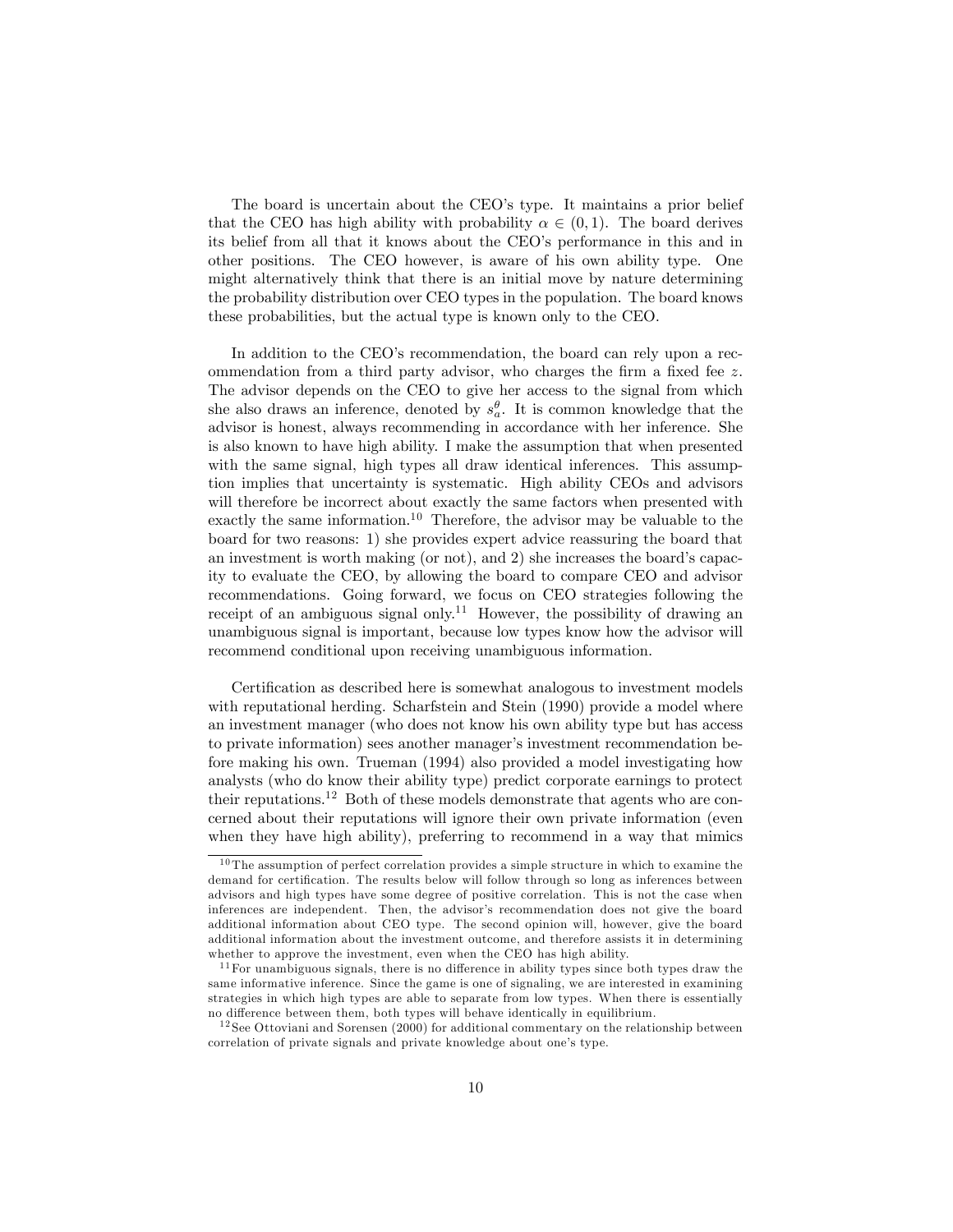The board is uncertain about the CEO's type. It maintains a prior belief that the CEO has high ability with probability $\alpha \in (0, 1)$. The board derives its belief from all that it knows about the CEO's performance in this and in other positions. The CEO however, is aware of his own ability type. One might alternatively think that there is an initial move by nature determining the probability distribution over CEO types in the population. The board knows these probabilities, but the actual type is known only to the CEO.

In addition to the CEO's recommendation, the board can rely upon a recommendation from a third party advisor, who charges the firm a fixed fee $z$. The advisor depends on the CEO to give her access to the signal from which she also draws an inference, denoted by $s_a^{\theta}$. It is common knowledge that the advisor is honest, always recommending in accordance with her inference. She is also known to have high ability. I make the assumption that when presented with the same signal, high types all draw identical inferences. This assumption implies that uncertainty is systematic. High ability CEOs and advisors will therefore be incorrect about exactly the same factors when presented with exactly the same information.[10] Therefore, the advisor may be valuable to the board for two reasons: 1) she provides expert advice reassuring the board that an investment is worth making (or not), and 2) she increases the board's capacity to evaluate the CEO, by allowing the board to compare CEO and advisor recommendations. Going forward, we focus on CEO strategies following the receipt of an ambiguous signal only.[11] However, the possibility of drawing an unambiguous signal is important, because low types know how the advisor will recommend conditional upon receiving unambiguous information.

Certification as described here is somewhat analogous to investment models with reputational herding. Scharfstein and Stein (1990) provide a model where an investment manager (who does not know his own ability type but has access to private information) sees another manager's investment recommendation before making his own. Trueman (1994) also provided a model investigating how analysts (who do know their ability type) predict corporate earnings to protect their reputations.[12] Both of these models demonstrate that agents who are concerned about their reputations will ignore their own private information (even when they have high ability), preferring to recommend in a way that mimics

---

[10] The assumption of perfect correlation provides a simple structure in which to examine the demand for certification. The results below will follow through so long as inferences between advisors and high types have some degree of positive correlation. This is not the case when inferences are independent. Then, the advisor's recommendation does not give the board additional information about CEO type. The second opinion will, however, give the board additional information about the investment outcome, and therefore assists it in determining whether to approve the investment, even when the CEO has high ability.

[11] For unambiguous signals, there is no difference in ability types since both types draw the same informative inference. Since the game is one of signaling, we are interested in examining strategies in which high types are able to separate from low types. When there is essentially no difference between them, both types will behave identically in equilibrium.

[12] See Ottoviani and Sorensen (2000) for additional commentary on the relationship between correlation of private signals and private knowledge about one's type.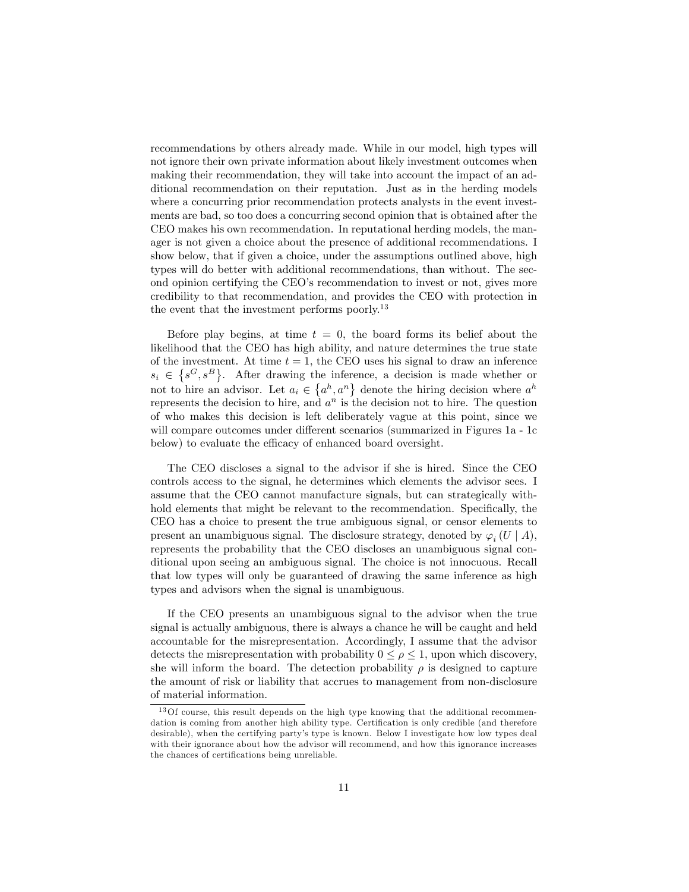recommendations by others already made. While in our model, high types will not ignore their own private information about likely investment outcomes when making their recommendation, they will take into account the impact of an additional recommendation on their reputation. Just as in the herding models where a concurring prior recommendation protects analysts in the event investments are bad, so too does a concurring second opinion that is obtained after the CEO makes his own recommendation. In reputational herding models, the manager is not given a choice about the presence of additional recommendations. I show below, that if given a choice, under the assumptions outlined above, high types will do better with additional recommendations, than without. The second opinion certifying the CEO's recommendation to invest or not, gives more credibility to that recommendation, and provides the CEO with protection in the event that the investment performs poorly.[13]

Before play begins, at time $t = 0$, the board forms its belief about the likelihood that the CEO has high ability, and nature determines the true state of the investment. At time $t = 1$, the CEO uses his signal to draw an inference $s_i \in \{s^G, s^B\}$. After drawing the inference, a decision is made whether or not to hire an advisor. Let $a_i \in \{a^h, a^n\}$ denote the hiring decision where $a^h$ represents the decision to hire, and $a^n$ is the decision not to hire. The question of who makes this decision is left deliberately vague at this point, since we will compare outcomes under different scenarios (summarized in Figures 1a - 1c below) to evaluate the efficacy of enhanced board oversight.

The CEO discloses a signal to the advisor if she is hired. Since the CEO controls access to the signal, he determines which elements the advisor sees. I assume that the CEO cannot manufacture signals, but can strategically withhold elements that might be relevant to the recommendation. Specifically, the CEO has a choice to present the true ambiguous signal, or censor elements to present an unambiguous signal. The disclosure strategy, denoted by $\varphi_i (U \mid A)$, represents the probability that the CEO discloses an unambiguous signal conditional upon seeing an ambiguous signal. The choice is not innocuous. Recall that low types will only be guaranteed of drawing the same inference as high types and advisors when the signal is unambiguous.

If the CEO presents an unambiguous signal to the advisor when the true signal is actually ambiguous, there is always a chance he will be caught and held accountable for the misrepresentation. Accordingly, I assume that the advisor detects the misrepresentation with probability $0 \leq \rho \leq 1$, upon which discovery, she will inform the board. The detection probability $\rho$ is designed to capture the amount of risk or liability that accrues to management from non-disclosure of material information.

[13] Of course, this result depends on the high type knowing that the additional recommendation is coming from another high ability type. Certification is only credible (and therefore desirable), when the certifying party's type is known. Below I investigate how low types deal with their ignorance about how the advisor will recommend, and how this ignorance increases the chances of certifications being unreliable.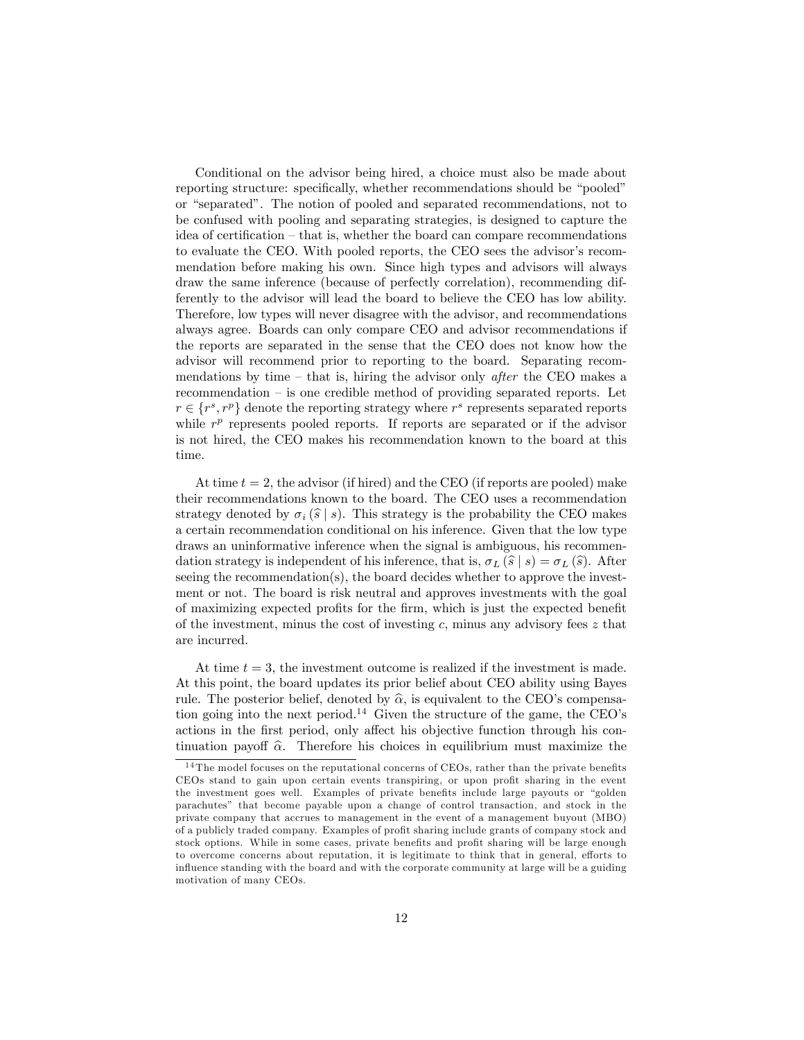Conditional on the advisor being hired, a choice must also be made about reporting structure: specifically, whether recommendations should be "pooled" or "separated". The notion of pooled and separated recommendations, not to be confused with pooling and separating strategies, is designed to capture the idea of certification – that is, whether the board can compare recommendations to evaluate the CEO. With pooled reports, the CEO sees the advisor's recommendation before making his own. Since high types and advisors will always draw the same inference (because of perfectly correlation), recommending differently to the advisor will lead the board to believe the CEO has low ability. Therefore, low types will never disagree with the advisor, and recommendations always agree. Boards can only compare CEO and advisor recommendations if the reports are separated in the sense that the CEO does not know how the advisor will recommend prior to reporting to the board. Separating recommendations by time – that is, hiring the advisor only *after* the CEO makes a recommendation – is one credible method of providing separated reports. Let $r \in \{r^s, r^p\}$ denote the reporting strategy where $r^s$ represents separated reports while $r^p$ represents pooled reports. If reports are separated or if the advisor is not hired, the CEO makes his recommendation known to the board at this time.

At time $t = 2$, the advisor (if hired) and the CEO (if reports are pooled) make their recommendations known to the board. The CEO uses a recommendation strategy denoted by $\sigma_i(\widehat{s} \mid s)$. This strategy is the probability the CEO makes a certain recommendation conditional on his inference. Given that the low type draws an uninformative inference when the signal is ambiguous, his recommendation strategy is independent of his inference, that is, $\sigma_L(\widehat{s} \mid s) = \sigma_L(\widehat{s})$. After seeing the recommendation(s), the board decides whether to approve the investment or not. The board is risk neutral and approves investments with the goal of maximizing expected profits for the firm, which is just the expected benefit of the investment, minus the cost of investing $c$, minus any advisory fees $z$ that are incurred.

At time $t = 3$, the investment outcome is realized if the investment is made. At this point, the board updates its prior belief about CEO ability using Bayes rule. The posterior belief, denoted by $\widehat{\alpha}$, is equivalent to the CEO's compensation going into the next period.[14] Given the structure of the game, the CEO's actions in the first period, only affect his objective function through his continuation payoff $\widehat{\alpha}$. Therefore his choices in equilibrium must maximize the

[14] The model focuses on the reputational concerns of CEOs, rather than the private benefits CEOs stand to gain upon certain events transpiring, or upon profit sharing in the event the investment goes well. Examples of private benefits include large payouts or "golden parachutes" that become payable upon a change of control transaction, and stock in the private company that accrues to management in the event of a management buyout (MBO) of a publicly traded company. Examples of profit sharing include grants of company stock and stock options. While in some cases, private benefits and profit sharing will be large enough to overcome concerns about reputation, it is legitimate to think that in general, efforts to influence standing with the board and with the corporate community at large will be a guiding motivation of many CEOs.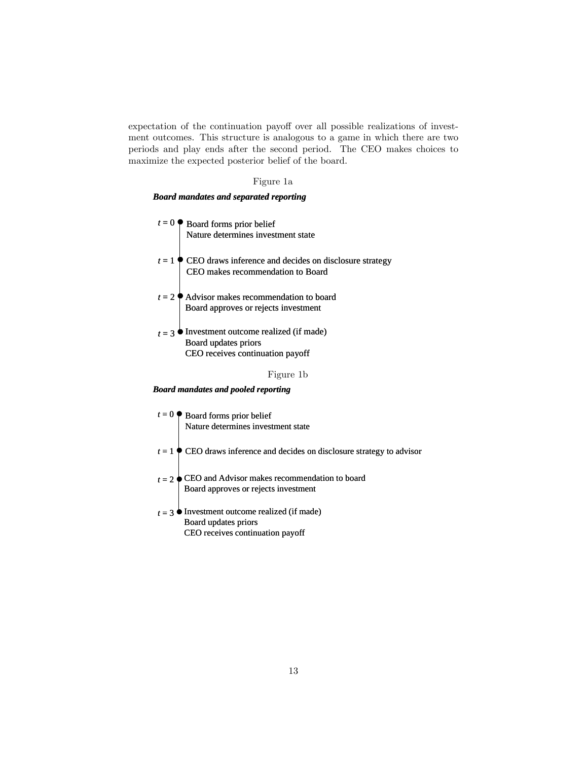expectation of the continuation payoff over all possible realizations of investment outcomes. This structure is analogous to a game in which there are two periods and play ends after the second period. The CEO makes choices to maximize the expected posterior belief of the board.

Figure 1a

***Board mandates and separated reporting***

$t = 0$ Board forms prior belief
Nature determines investment state

$t = 1$ CEO draws inference and decides on disclosure strategy
CEO makes recommendation to Board

$t = 2$ Advisor makes recommendation to board
Board approves or rejects investment

$t = 3$ Investment outcome realized (if made)
Board updates priors
CEO receives continuation payoff

Figure 1b

***Board mandates and pooled reporting***

$t = 0$ Board forms prior belief
Nature determines investment state

$t = 1$ CEO draws inference and decides on disclosure strategy to advisor

$t = 2$ CEO and Advisor makes recommendation to board
Board approves or rejects investment

$t = 3$ Investment outcome realized (if made)
Board updates priors
CEO receives continuation payoff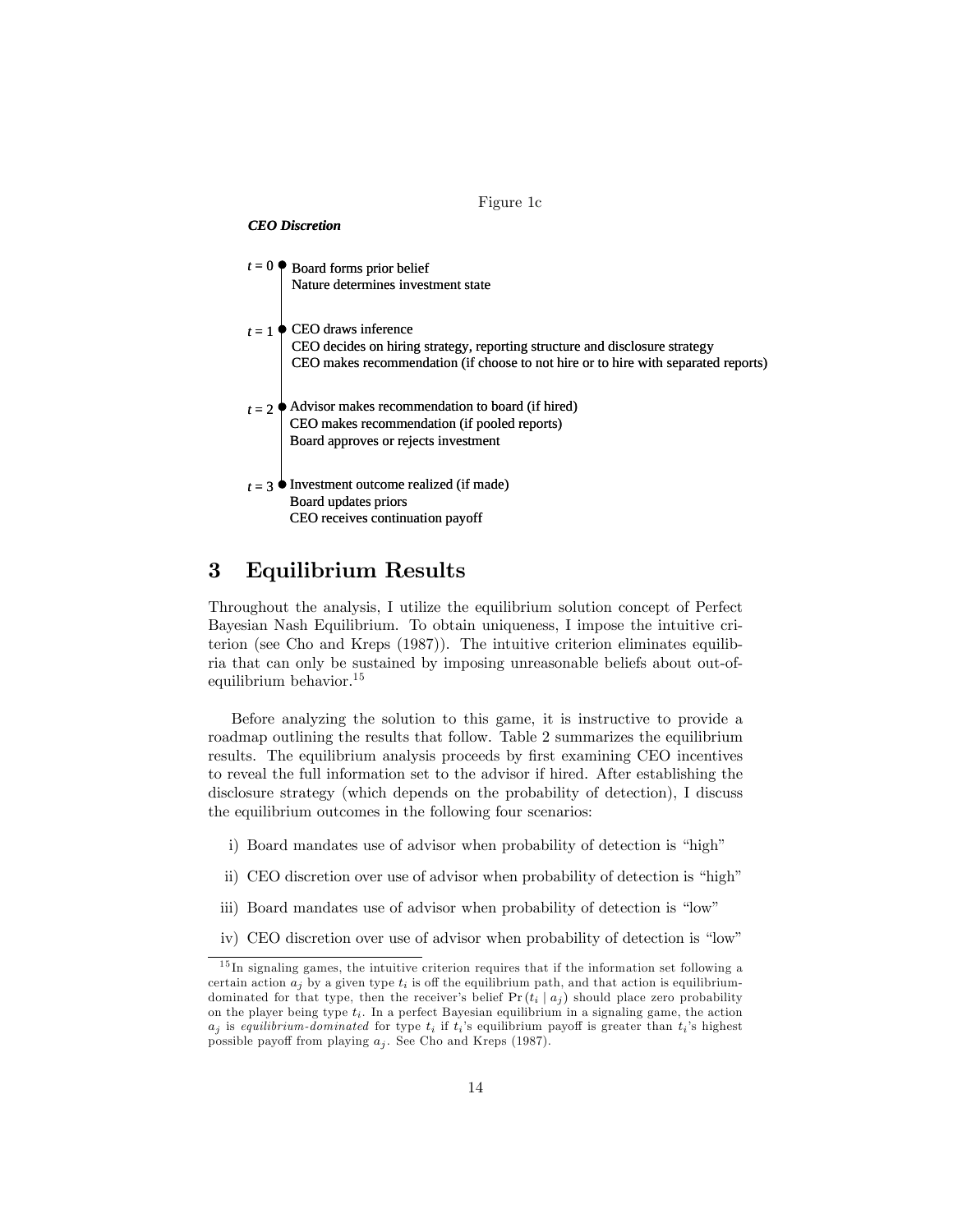Figure 1c

***CEO Discretion***

$t = 0$
- Board forms prior belief
- Nature determines investment state

$t = 1$
- CEO draws inference
- CEO decides on hiring strategy, reporting structure and disclosure strategy
- CEO makes recommendation (if choose to not hire or to hire with separated reports)

$t = 2$
- Advisor makes recommendation to board (if hired)
- CEO makes recommendation (if pooled reports)
- Board approves or rejects investment

$t = 3$
- Investment outcome realized (if made)
- Board updates priors
- CEO receives continuation payoff

# 3 Equilibrium Results

Throughout the analysis, I utilize the equilibrium solution concept of Perfect Bayesian Nash Equilibrium. To obtain uniqueness, I impose the intuitive criterion (see Cho and Kreps (1987)). The intuitive criterion eliminates equilibria that can only be sustained by imposing unreasonable beliefs about out-of-equilibrium behavior.[15]

Before analyzing the solution to this game, it is instructive to provide a roadmap outlining the results that follow. Table 2 summarizes the equilibrium results. The equilibrium analysis proceeds by first examining CEO incentives to reveal the full information set to the advisor if hired. After establishing the disclosure strategy (which depends on the probability of detection), I discuss the equilibrium outcomes in the following four scenarios:

i) Board mandates use of advisor when probability of detection is "high"

ii) CEO discretion over use of advisor when probability of detection is "high"

iii) Board mandates use of advisor when probability of detection is "low"

iv) CEO discretion over use of advisor when probability of detection is "low"

[15] In signaling games, the intuitive criterion requires that if the information set following a certain action $a_j$ by a given type $t_i$ is off the equilibrium path, and that action is equilibrium-dominated for that type, then the receiver's belief $\Pr(t_i \mid a_j)$ should place zero probability on the player being type $t_i$. In a perfect Bayesian equilibrium in a signaling game, the action $a_j$ is *equilibrium-dominated* for type $t_i$ if $t_i$'s equilibrium payoff is greater than $t_i$'s highest possible payoff from playing $a_j$. See Cho and Kreps (1987).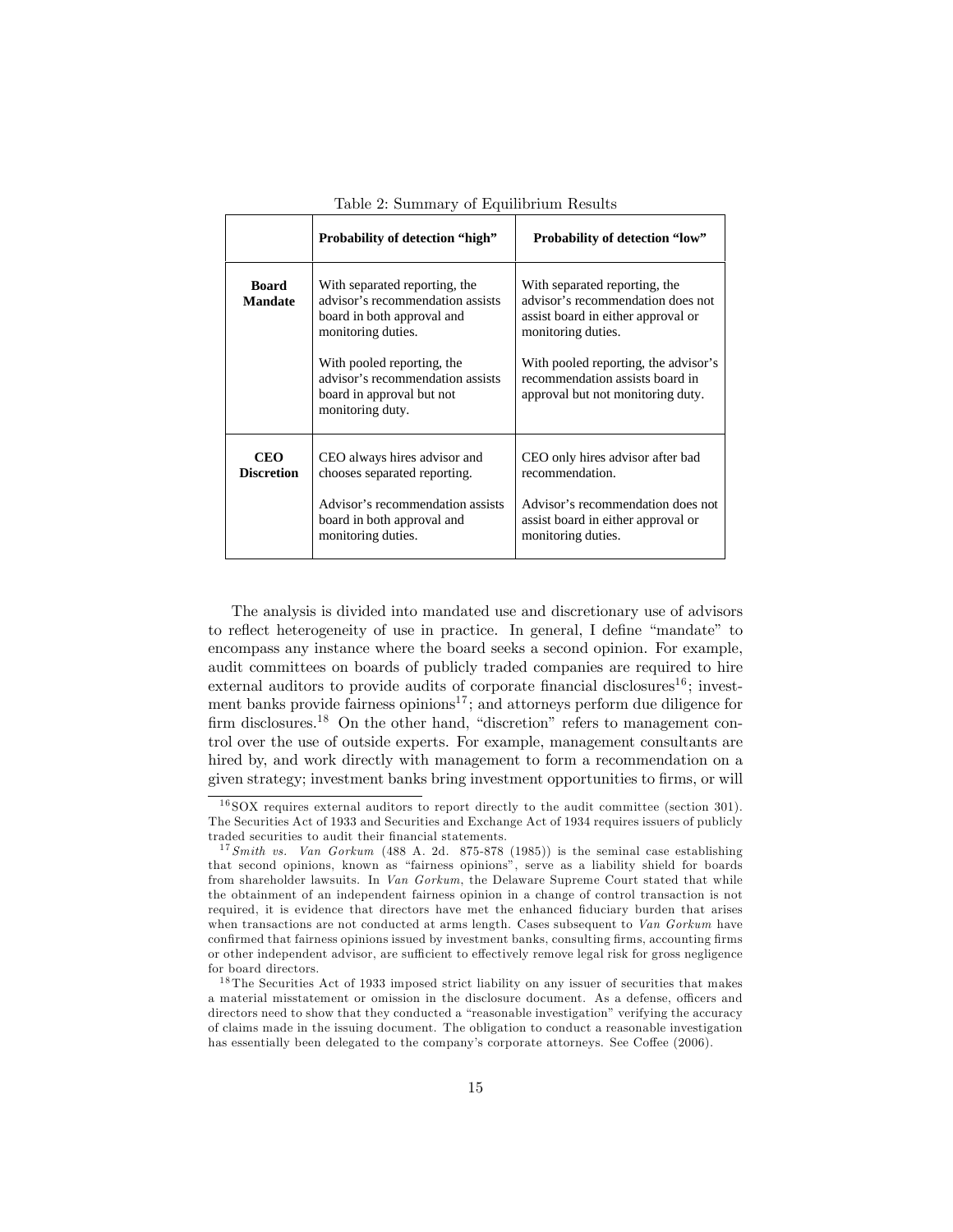Table 2: Summary of Equilibrium Results

| | **Probability of detection "high"** | **Probability of detection "low"** |
|---|---|---|
| **Board Mandate** | With separated reporting, the advisor's recommendation assists board in both approval and monitoring duties.<br><br>With pooled reporting, the advisor's recommendation assists board in approval but not monitoring duty. | With separated reporting, the advisor's recommendation does not assist board in either approval or monitoring duties.<br><br>With pooled reporting, the advisor's recommendation assists board in approval but not monitoring duty. |
| **CEO Discretion** | CEO always hires advisor and chooses separated reporting.<br><br>Advisor's recommendation assists board in both approval and monitoring duties. | CEO only hires advisor after bad recommendation.<br><br>Advisor's recommendation does not assist board in either approval or monitoring duties. |

The analysis is divided into mandated use and discretionary use of advisors to reflect heterogeneity of use in practice. In general, I define "mandate" to encompass any instance where the board seeks a second opinion. For example, audit committees on boards of publicly traded companies are required to hire external auditors to provide audits of corporate financial disclosures[16]; investment banks provide fairness opinions[17]; and attorneys perform due diligence for firm disclosures.[18] On the other hand, "discretion" refers to management control over the use of outside experts. For example, management consultants are hired by, and work directly with management to form a recommendation on a given strategy; investment banks bring investment opportunities to firms, or will

[16] SOX requires external auditors to report directly to the audit committee (section 301). The Securities Act of 1933 and Securities and Exchange Act of 1934 requires issuers of publicly traded securities to audit their financial statements.

[17] *Smith vs. Van Gorkum* (488 A. 2d. 875-878 (1985)) is the seminal case establishing that second opinions, known as "fairness opinions", serve as a liability shield for boards from shareholder lawsuits. In *Van Gorkum*, the Delaware Supreme Court stated that while the obtainment of an independent fairness opinion in a change of control transaction is not required, it is evidence that directors have met the enhanced fiduciary burden that arises when transactions are not conducted at arms length. Cases subsequent to *Van Gorkum* have confirmed that fairness opinions issued by investment banks, consulting firms, accounting firms or other independent advisor, are sufficient to effectively remove legal risk for gross negligence for board directors.

[18] The Securities Act of 1933 imposed strict liability on any issuer of securities that makes a material misstatement or omission in the disclosure document. As a defense, officers and directors need to show that they conducted a "reasonable investigation" verifying the accuracy of claims made in the issuing document. The obligation to conduct a reasonable investigation has essentially been delegated to the company's corporate attorneys. See Coffee (2006).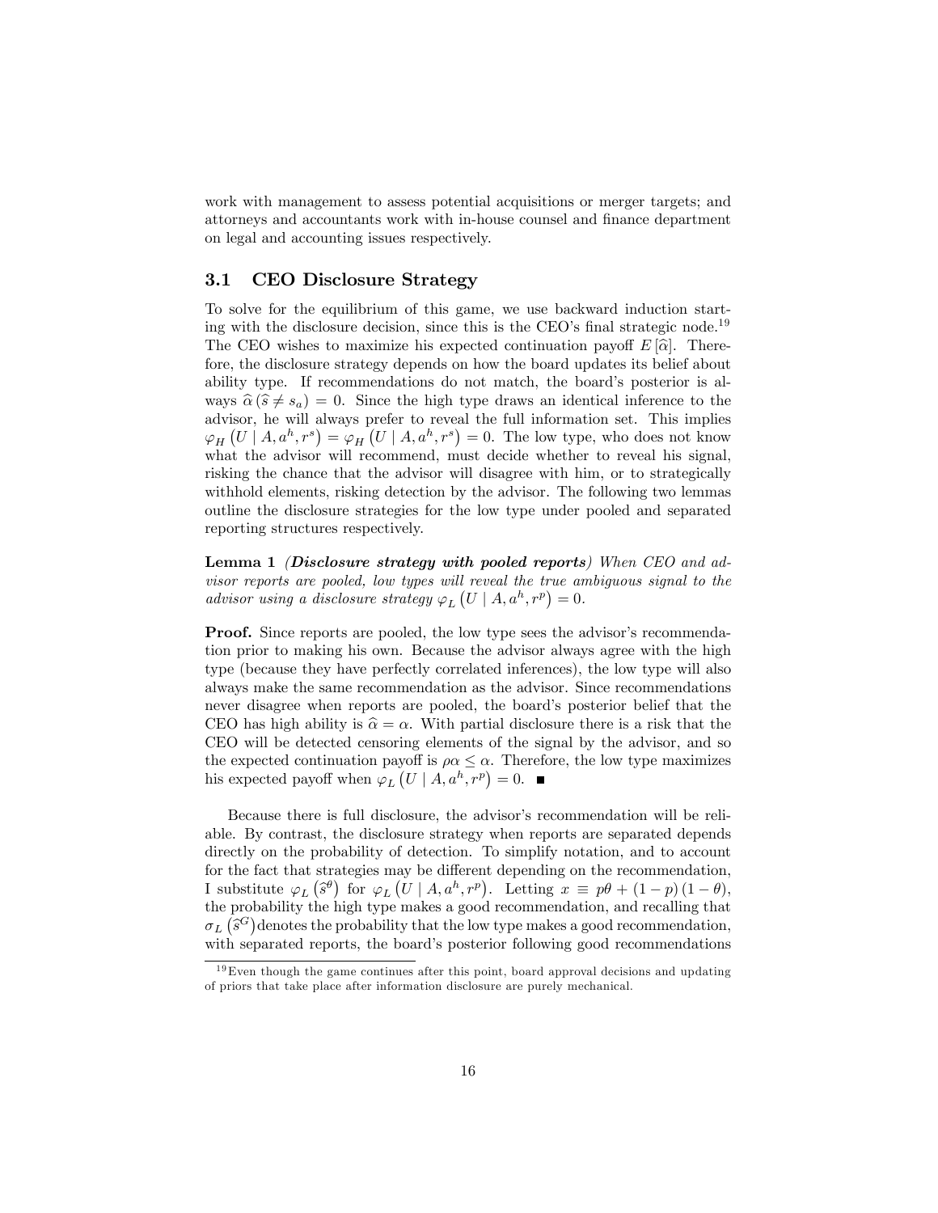work with management to assess potential acquisitions or merger targets; and attorneys and accountants work with in-house counsel and finance department on legal and accounting issues respectively.

### 3.1 CEO Disclosure Strategy

To solve for the equilibrium of this game, we use backward induction starting with the disclosure decision, since this is the CEO's final strategic node.[19] The CEO wishes to maximize his expected continuation payoff $E[\widehat{\alpha}]$. Therefore, the disclosure strategy depends on how the board updates its belief about ability type. If recommendations do not match, the board's posterior is always $\widehat{\alpha}(\widehat{s} \neq s_a) = 0$. Since the high type draws an identical inference to the advisor, he will always prefer to reveal the full information set. This implies $\varphi_H(U \mid A, a^h, r^s) = \varphi_H(U \mid A, a^h, r^s) = 0$. The low type, who does not know what the advisor will recommend, must decide whether to reveal his signal, risking the chance that the advisor will disagree with him, or to strategically withhold elements, risking detection by the advisor. The following two lemmas outline the disclosure strategies for the low type under pooled and separated reporting structures respectively.

**Lemma 1** ***(Disclosure strategy with pooled reports)*** *When CEO and advisor reports are pooled, low types will reveal the true ambiguous signal to the advisor using a disclosure strategy* $\varphi_L(U \mid A, a^h, r^p) = 0$.

**Proof.** Since reports are pooled, the low type sees the advisor's recommendation prior to making his own. Because the advisor always agree with the high type (because they have perfectly correlated inferences), the low type will also always make the same recommendation as the advisor. Since recommendations never disagree when reports are pooled, the board's posterior belief that the CEO has high ability is $\widehat{\alpha} = \alpha$. With partial disclosure there is a risk that the CEO will be detected censoring elements of the signal by the advisor, and so the expected continuation payoff is $\rho\alpha \leq \alpha$. Therefore, the low type maximizes his expected payoff when $\varphi_L(U \mid A, a^h, r^p) = 0$. ■

Because there is full disclosure, the advisor's recommendation will be reliable. By contrast, the disclosure strategy when reports are separated depends directly on the probability of detection. To simplify notation, and to account for the fact that strategies may be different depending on the recommendation, I substitute $\varphi_L(\widehat{s}^\theta)$ for $\varphi_L(U \mid A, a^h, r^p)$. Letting $x \equiv p\theta + (1-p)(1-\theta)$, the probability the high type makes a good recommendation, and recalling that $\sigma_L(\widehat{s}^G)$ denotes the probability that the low type makes a good recommendation, with separated reports, the board's posterior following good recommendations

[19] Even though the game continues after this point, board approval decisions and updating of priors that take place after information disclosure are purely mechanical.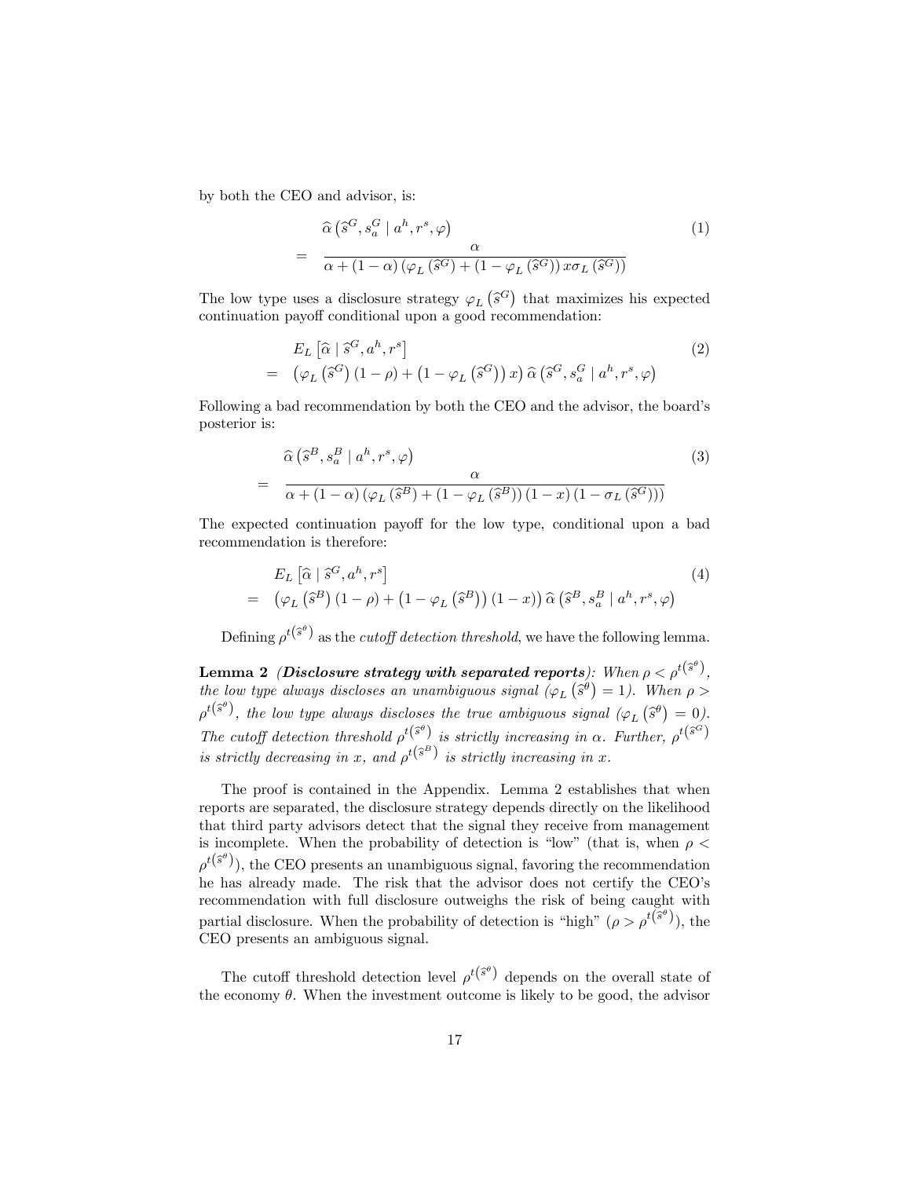by both the CEO and advisor, is:

$$
\begin{aligned}
& \widehat{\alpha}\left(\widehat{s}^G, s_a^G \mid a^h, r^s, \varphi\right) \\
= \quad & \frac{\alpha}{\alpha + (1-\alpha)\left(\varphi_L\left(\widehat{s}^G\right) + \left(1-\varphi_L\left(\widehat{s}^G\right)\right) x \sigma_L\left(\widehat{s}^G\right)\right)}
\end{aligned} \tag{1}
$$

The low type uses a disclosure strategy $\varphi_L\left(\widehat{s}^G\right)$ that maximizes his expected continuation payoff conditional upon a good recommendation:

$$
\begin{aligned}
& E_L\left[\widehat{\alpha} \mid \widehat{s}^G, a^h, r^s\right] \\
= \quad & \left(\varphi_L\left(\widehat{s}^G\right)(1-\rho) + \left(1-\varphi_L\left(\widehat{s}^G\right)\right) x\right) \widehat{\alpha}\left(\widehat{s}^G, s_a^G \mid a^h, r^s, \varphi\right)
\end{aligned} \tag{2}
$$

Following a bad recommendation by both the CEO and the advisor, the board's posterior is:

$$
\begin{aligned}
& \widehat{\alpha}\left(\widehat{s}^B, s_a^B \mid a^h, r^s, \varphi\right) \\
= \quad & \frac{\alpha}{\alpha + (1-\alpha)\left(\varphi_L\left(\widehat{s}^B\right) + \left(1-\varphi_L\left(\widehat{s}^B\right)\right)(1-x)\left(1-\sigma_L\left(\widehat{s}^G\right)\right)\right)}
\end{aligned} \tag{3}
$$

The expected continuation payoff for the low type, conditional upon a bad recommendation is therefore:

$$
\begin{aligned}
& E_L\left[\widehat{\alpha} \mid \widehat{s}^G, a^h, r^s\right] \\
= \quad & \left(\varphi_L\left(\widehat{s}^B\right)(1-\rho) + \left(1-\varphi_L\left(\widehat{s}^B\right)\right)(1-x)\right) \widehat{\alpha}\left(\widehat{s}^B, s_a^B \mid a^h, r^s, \varphi\right)
\end{aligned} \tag{4}
$$

Defining $\rho^{t\left(\widehat{s}^\theta\right)}$ as the *cutoff detection threshold*, we have the following lemma.

**Lemma 2** ***(Disclosure strategy with separated reports)****: When $\rho < \rho^{t\left(\widehat{s}^\theta\right)}$, the low type always discloses an unambiguous signal ($\varphi_L\left(\widehat{s}^\theta\right) = 1$). When $\rho > \rho^{t\left(\widehat{s}^\theta\right)}$, the low type always discloses the true ambiguous signal ($\varphi_L\left(\widehat{s}^\theta\right) = 0$). The cutoff detection threshold $\rho^{t\left(\widehat{s}^\theta\right)}$ is strictly increasing in $\alpha$. Further, $\rho^{t\left(\widehat{s}^G\right)}$ is strictly decreasing in $x$, and $\rho^{t\left(\widehat{s}^B\right)}$ is strictly increasing in $x$.*

The proof is contained in the Appendix. Lemma 2 establishes that when reports are separated, the disclosure strategy depends directly on the likelihood that third party advisors detect that the signal they receive from management is incomplete. When the probability of detection is "low" (that is, when $\rho < \rho^{t\left(\widehat{s}^\theta\right)}$), the CEO presents an unambiguous signal, favoring the recommendation he has already made. The risk that the advisor does not certify the CEO's recommendation with full disclosure outweighs the risk of being caught with partial disclosure. When the probability of detection is "high" ($\rho > \rho^{t\left(\widehat{s}^\theta\right)}$), the CEO presents an ambiguous signal.

The cutoff threshold detection level $\rho^{t\left(\widehat{s}^\theta\right)}$ depends on the overall state of the economy $\theta$. When the investment outcome is likely to be good, the advisor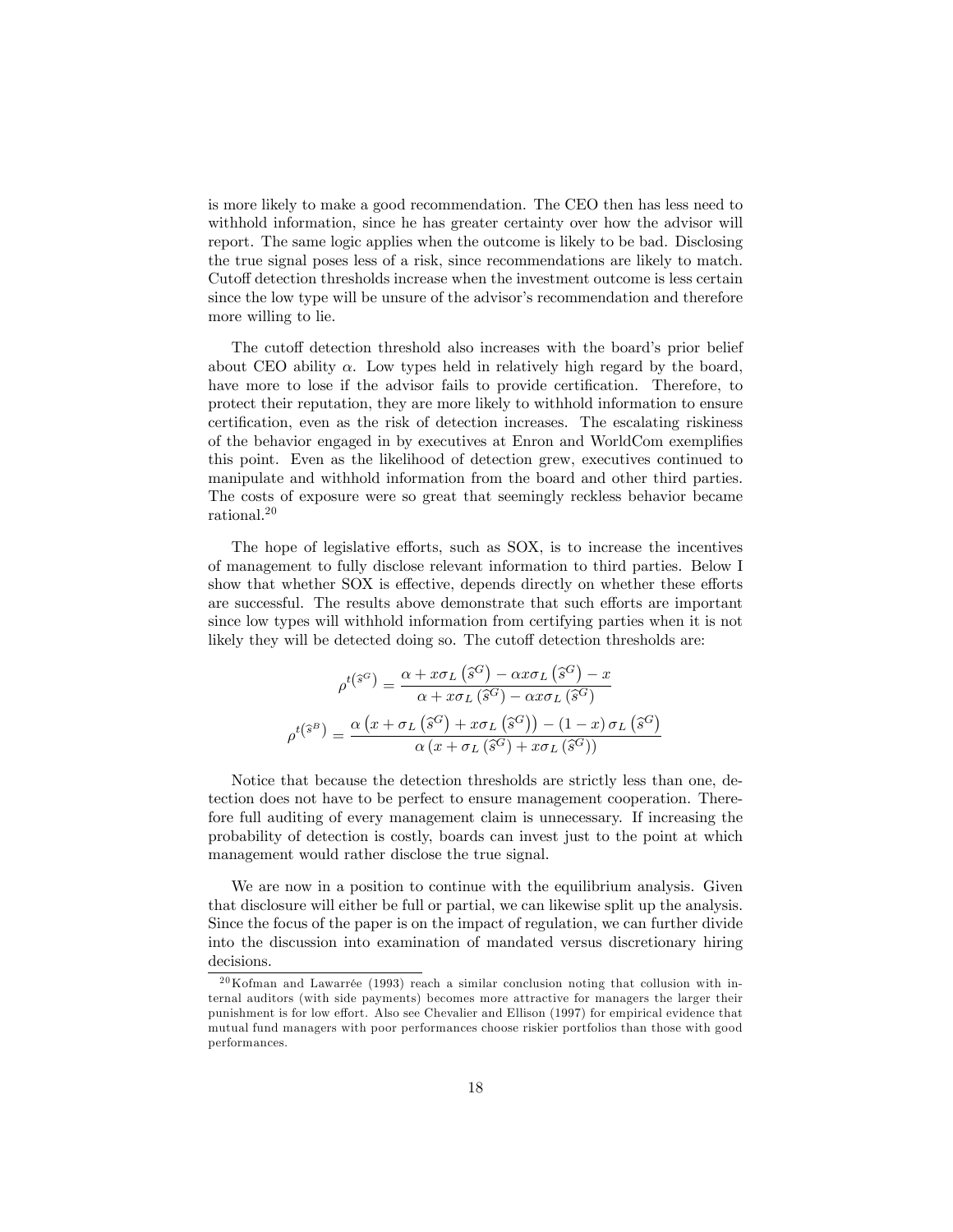is more likely to make a good recommendation. The CEO then has less need to withhold information, since he has greater certainty over how the advisor will report. The same logic applies when the outcome is likely to be bad. Disclosing the true signal poses less of a risk, since recommendations are likely to match. Cutoff detection thresholds increase when the investment outcome is less certain since the low type will be unsure of the advisor's recommendation and therefore more willing to lie.

The cutoff detection threshold also increases with the board's prior belief about CEO ability $\alpha$. Low types held in relatively high regard by the board, have more to lose if the advisor fails to provide certification. Therefore, to protect their reputation, they are more likely to withhold information to ensure certification, even as the risk of detection increases. The escalating riskiness of the behavior engaged in by executives at Enron and WorldCom exemplifies this point. Even as the likelihood of detection grew, executives continued to manipulate and withhold information from the board and other third parties. The costs of exposure were so great that seemingly reckless behavior became rational.[20]

The hope of legislative efforts, such as SOX, is to increase the incentives of management to fully disclose relevant information to third parties. Below I show that whether SOX is effective, depends directly on whether these efforts are successful. The results above demonstrate that such efforts are important since low types will withhold information from certifying parties when it is not likely they will be detected doing so. The cutoff detection thresholds are:

$$\rho^{t\left(\widehat{s}^G\right)} = \frac{\alpha + x\sigma_L\left(\widehat{s}^G\right) - \alpha x\sigma_L\left(\widehat{s}^G\right) - x}{\alpha + x\sigma_L\left(\widehat{s}^G\right) - \alpha x\sigma_L\left(\widehat{s}^G\right)}$$

$$\rho^{t\left(\widehat{s}^B\right)} = \frac{\alpha\left(x + \sigma_L\left(\widehat{s}^G\right) + x\sigma_L\left(\widehat{s}^G\right)\right) - (1-x)\,\sigma_L\left(\widehat{s}^G\right)}{\alpha\left(x + \sigma_L\left(\widehat{s}^G\right) + x\sigma_L\left(\widehat{s}^G\right)\right)}$$

Notice that because the detection thresholds are strictly less than one, detection does not have to be perfect to ensure management cooperation. Therefore full auditing of every management claim is unnecessary. If increasing the probability of detection is costly, boards can invest just to the point at which management would rather disclose the true signal.

We are now in a position to continue with the equilibrium analysis. Given that disclosure will either be full or partial, we can likewise split up the analysis. Since the focus of the paper is on the impact of regulation, we can further divide into the discussion into examination of mandated versus discretionary hiring decisions.

[20] Kofman and Lawarrée (1993) reach a similar conclusion noting that collusion with internal auditors (with side payments) becomes more attractive for managers the larger their punishment is for low effort. Also see Chevalier and Ellison (1997) for empirical evidence that mutual fund managers with poor performances choose riskier portfolios than those with good performances.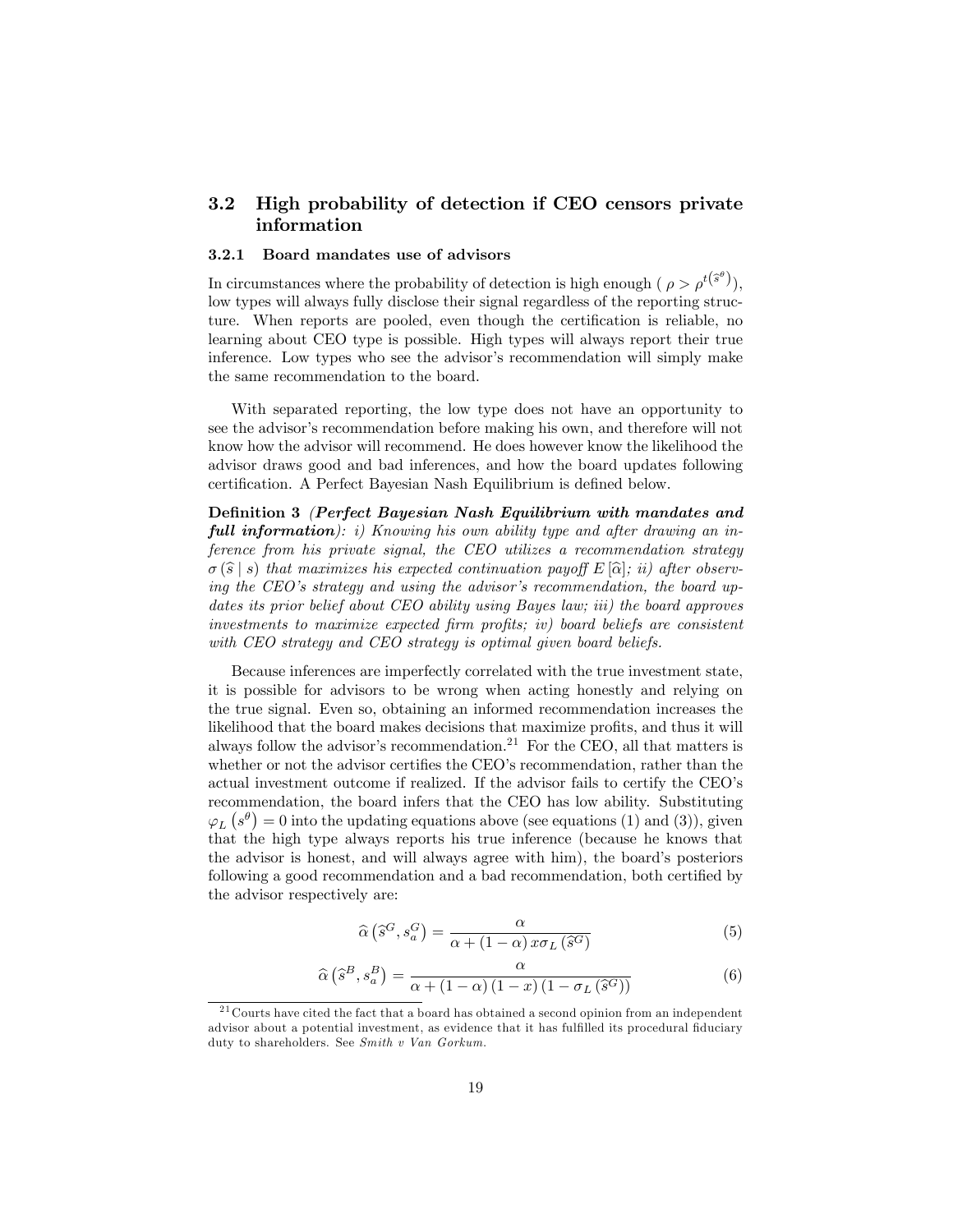## 3.2 High probability of detection if CEO censors private information

### 3.2.1 Board mandates use of advisors

In circumstances where the probability of detection is high enough ( $\rho > \rho^{t(\widehat{s}^{\theta})}$), low types will always fully disclose their signal regardless of the reporting structure. When reports are pooled, even though the certification is reliable, no learning about CEO type is possible. High types will always report their true inference. Low types who see the advisor's recommendation will simply make the same recommendation to the board.

With separated reporting, the low type does not have an opportunity to see the advisor's recommendation before making his own, and therefore will not know how the advisor will recommend. He does however know the likelihood the advisor draws good and bad inferences, and how the board updates following certification. A Perfect Bayesian Nash Equilibrium is defined below.

**Definition 3** ***(Perfect Bayesian Nash Equilibrium with mandates and full information)****: i) Knowing his own ability type and after drawing an inference from his private signal, the CEO utilizes a recommendation strategy $\sigma(\widehat{s} \mid s)$ that maximizes his expected continuation payoff $E[\widehat{\alpha}]$; ii) after observing the CEO's strategy and using the advisor's recommendation, the board updates its prior belief about CEO ability using Bayes law; iii) the board approves investments to maximize expected firm profits; iv) board beliefs are consistent with CEO strategy and CEO strategy is optimal given board beliefs.*

Because inferences are imperfectly correlated with the true investment state, it is possible for advisors to be wrong when acting honestly and relying on the true signal. Even so, obtaining an informed recommendation increases the likelihood that the board makes decisions that maximize profits, and thus it will always follow the advisor's recommendation.[21] For the CEO, all that matters is whether or not the advisor certifies the CEO's recommendation, rather than the actual investment outcome if realized. If the advisor fails to certify the CEO's recommendation, the board infers that the CEO has low ability. Substituting $\varphi_L(s^{\theta}) = 0$ into the updating equations above (see equations (1) and (3)), given that the high type always reports his true inference (because he knows that the advisor is honest, and will always agree with him), the board's posteriors following a good recommendation and a bad recommendation, both certified by the advisor respectively are:

$$\widehat{\alpha}\left(\widehat{s}^{G}, s_{a}^{G}\right) = \frac{\alpha}{\alpha + (1-\alpha)\, x \sigma_{L}\left(\widehat{s}^{G}\right)} \tag{5}$$

$$\widehat{\alpha}\left(\widehat{s}^{B}, s_{a}^{B}\right) = \frac{\alpha}{\alpha + (1-\alpha)(1-x)\left(1-\sigma_{L}\left(\widehat{s}^{G}\right)\right)} \tag{6}$$

[21] Courts have cited the fact that a board has obtained a second opinion from an independent advisor about a potential investment, as evidence that it has fulfilled its procedural fiduciary duty to shareholders. See *Smith v Van Gorkum.*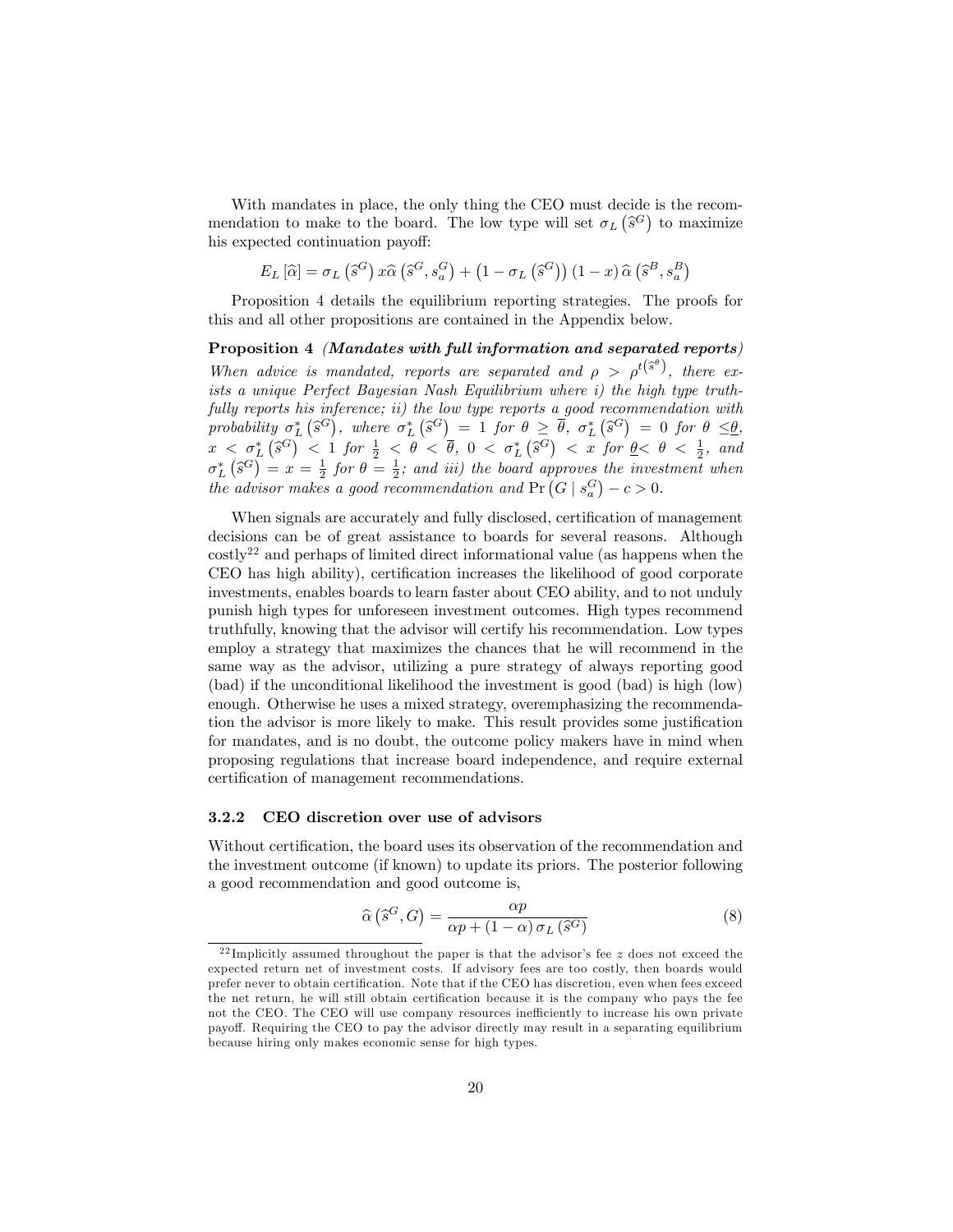With mandates in place, the only thing the CEO must decide is the recommendation to make to the board. The low type will set $\sigma_L\left(\widehat{s}^G\right)$ to maximize his expected continuation payoff:

$$E_L\left[\widehat{\alpha}\right] = \sigma_L\left(\widehat{s}^G\right) x\widehat{\alpha}\left(\widehat{s}^G, s_a^G\right) + \left(1 - \sigma_L\left(\widehat{s}^G\right)\right)(1-x)\,\widehat{\alpha}\left(\widehat{s}^B, s_a^B\right)$$

Proposition 4 details the equilibrium reporting strategies. The proofs for this and all other propositions are contained in the Appendix below.

**Proposition 4** ***(Mandates with full information and separated reports)*** *When advice is mandated, reports are separated and $\rho > \rho^{t\left(\widehat{s}^\theta\right)}$, there exists a unique Perfect Bayesian Nash Equilibrium where i) the high type truthfully reports his inference; ii) the low type reports a good recommendation with probability $\sigma_L^*\left(\widehat{s}^G\right)$, where $\sigma_L^*\left(\widehat{s}^G\right) = 1$ for $\theta \geq \overline{\theta}$, $\sigma_L^*\left(\widehat{s}^G\right) = 0$ for $\theta \leq \underline{\theta}$, $x < \sigma_L^*\left(\widehat{s}^G\right) < 1$ for $\frac{1}{2} < \theta < \overline{\theta}$, $0 < \sigma_L^*\left(\widehat{s}^G\right) < x$ for $\underline{\theta} < \theta < \frac{1}{2}$, and $\sigma_L^*\left(\widehat{s}^G\right) = x = \frac{1}{2}$ for $\theta = \frac{1}{2}$; and iii) the board approves the investment when the advisor makes a good recommendation and $\Pr\left(G \mid s_a^G\right) - c > 0$.*

When signals are accurately and fully disclosed, certification of management decisions can be of great assistance to boards for several reasons. Although costly[22] and perhaps of limited direct informational value (as happens when the CEO has high ability), certification increases the likelihood of good corporate investments, enables boards to learn faster about CEO ability, and to not unduly punish high types for unforeseen investment outcomes. High types recommend truthfully, knowing that the advisor will certify his recommendation. Low types employ a strategy that maximizes the chances that he will recommend in the same way as the advisor, utilizing a pure strategy of always reporting good (bad) if the unconditional likelihood the investment is good (bad) is high (low) enough. Otherwise he uses a mixed strategy, overemphasizing the recommendation the advisor is more likely to make. This result provides some justification for mandates, and is no doubt, the outcome policy makers have in mind when proposing regulations that increase board independence, and require external certification of management recommendations.

### 3.2.2 CEO discretion over use of advisors

Without certification, the board uses its observation of the recommendation and the investment outcome (if known) to update its priors. The posterior following a good recommendation and good outcome is,

$$\widehat{\alpha}\left(\widehat{s}^G, G\right) = \frac{\alpha p}{\alpha p + (1-\alpha)\,\sigma_L\left(\widehat{s}^G\right)} \tag{8}$$

[22] Implicitly assumed throughout the paper is that the advisor's fee $z$ does not exceed the expected return net of investment costs. If advisory fees are too costly, then boards would prefer never to obtain certification. Note that if the CEO has discretion, even when fees exceed the net return, he will still obtain certification because it is the company who pays the fee not the CEO. The CEO will use company resources inefficiently to increase his own private payoff. Requiring the CEO to pay the advisor directly may result in a separating equilibrium because hiring only makes economic sense for high types.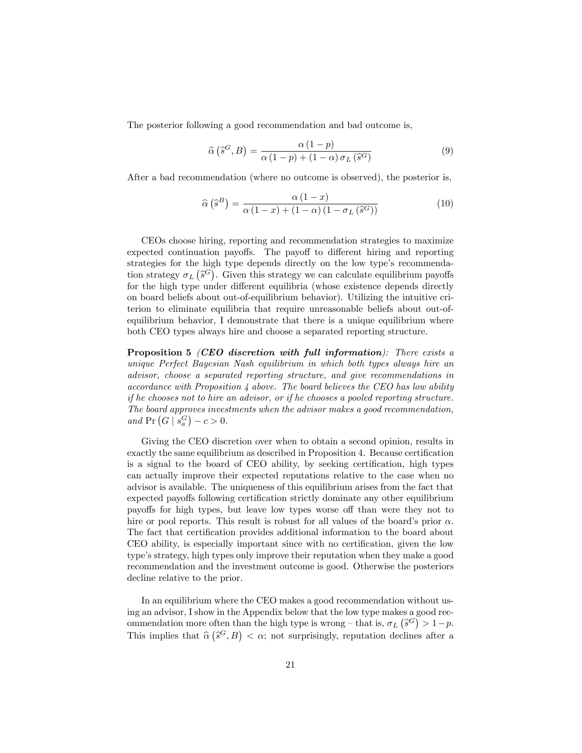The posterior following a good recommendation and bad outcome is,

$$\widehat{\alpha}\left(\widehat{s}^{G}, B\right) = \frac{\alpha\left(1-p\right)}{\alpha\left(1-p\right) + \left(1-\alpha\right)\sigma_{L}\left(\widehat{s}^{G}\right)} \tag{9}$$

After a bad recommendation (where no outcome is observed), the posterior is,

$$\widehat{\alpha}\left(\widehat{s}^{B}\right) = \frac{\alpha\left(1-x\right)}{\alpha\left(1-x\right) + \left(1-\alpha\right)\left(1-\sigma_{L}\left(\widehat{s}^{G}\right)\right)} \tag{10}$$

CEOs choose hiring, reporting and recommendation strategies to maximize expected continuation payoffs. The payoff to different hiring and reporting strategies for the high type depends directly on the low type's recommendation strategy $\sigma_{L}\left(\widehat{s}^{G}\right)$. Given this strategy we can calculate equilibrium payoffs for the high type under different equilibria (whose existence depends directly on board beliefs about out-of-equilibrium behavior). Utilizing the intuitive criterion to eliminate equilibria that require unreasonable beliefs about out-of-equilibrium behavior, I demonstrate that there is a unique equilibrium where both CEO types always hire and choose a separated reporting structure.

**Proposition 5** ***(CEO discretion with full information)****: There exists a unique Perfect Bayesian Nash equilibrium in which both types always hire an advisor, choose a separated reporting structure, and give recommendations in accordance with Proposition 4 above. The board believes the CEO has low ability if he chooses not to hire an advisor, or if he chooses a pooled reporting structure. The board approves investments when the advisor makes a good recommendation, and* $\Pr\left(G \mid s_{a}^{G}\right) - c > 0$.

Giving the CEO discretion over when to obtain a second opinion, results in exactly the same equilibrium as described in Proposition 4. Because certification is a signal to the board of CEO ability, by seeking certification, high types can actually improve their expected reputations relative to the case when no advisor is available. The uniqueness of this equilibrium arises from the fact that expected payoffs following certification strictly dominate any other equilibrium payoffs for high types, but leave low types worse off than were they not to hire or pool reports. This result is robust for all values of the board's prior $\alpha$. The fact that certification provides additional information to the board about CEO ability, is especially important since with no certification, given the low type's strategy, high types only improve their reputation when they make a good recommendation and the investment outcome is good. Otherwise the posteriors decline relative to the prior.

In an equilibrium where the CEO makes a good recommendation without using an advisor, I show in the Appendix below that the low type makes a good recommendation more often than the high type is wrong – that is, $\sigma_{L}\left(\widehat{s}^{G}\right) > 1-p$. This implies that $\widehat{\alpha}\left(\widehat{s}^{G}, B\right) < \alpha$; not surprisingly, reputation declines after a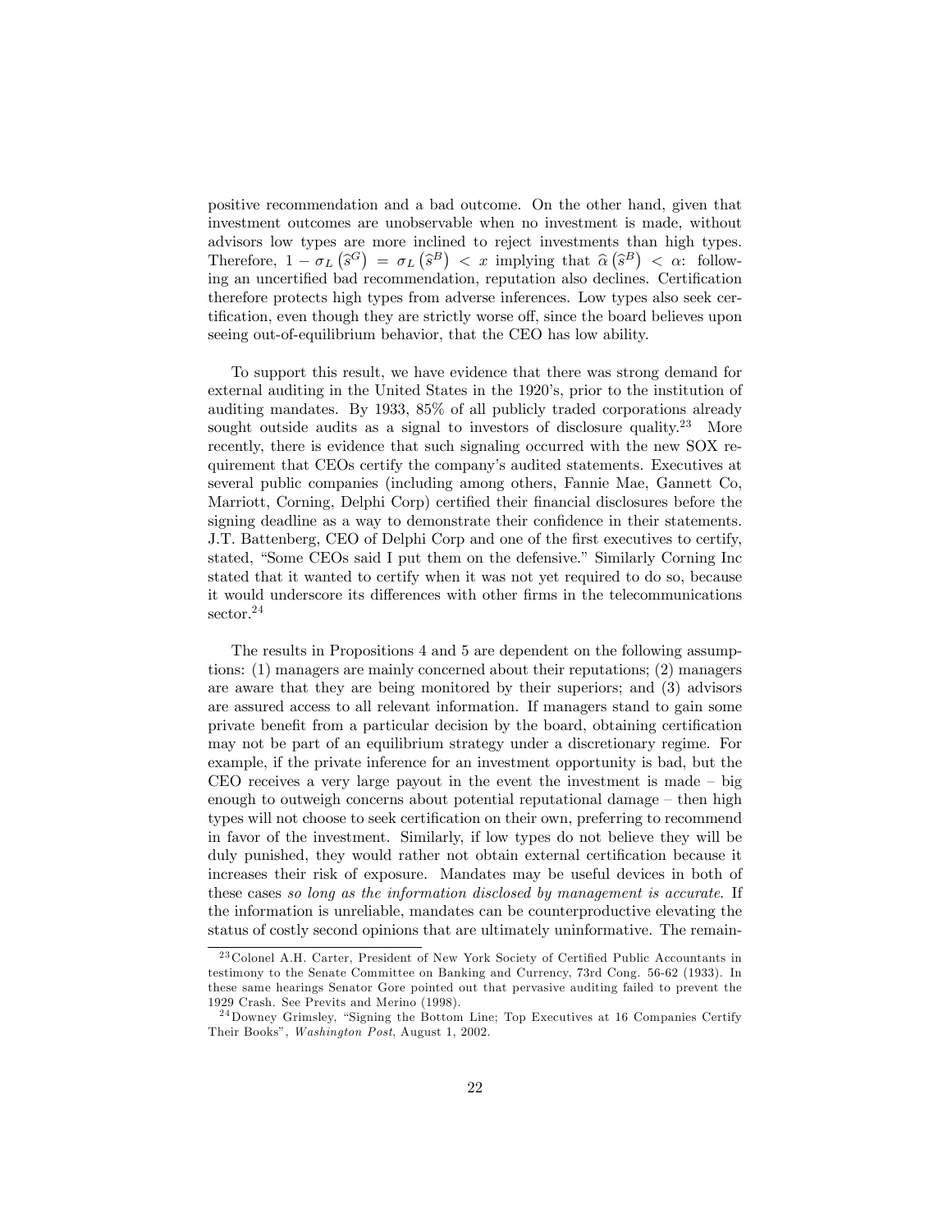positive recommendation and a bad outcome. On the other hand, given that investment outcomes are unobservable when no investment is made, without advisors low types are more inclined to reject investments than high types. Therefore, $1 - \sigma_L(\widehat{s}^G) = \sigma_L(\widehat{s}^B) < x$ implying that $\widehat{\alpha}(\widehat{s}^B) < \alpha$: following an uncertified bad recommendation, reputation also declines. Certification therefore protects high types from adverse inferences. Low types also seek certification, even though they are strictly worse off, since the board believes upon seeing out-of-equilibrium behavior, that the CEO has low ability.

To support this result, we have evidence that there was strong demand for external auditing in the United States in the 1920's, prior to the institution of auditing mandates. By 1933, 85% of all publicly traded corporations already sought outside audits as a signal to investors of disclosure quality.[23] More recently, there is evidence that such signaling occurred with the new SOX requirement that CEOs certify the company's audited statements. Executives at several public companies (including among others, Fannie Mae, Gannett Co, Marriott, Corning, Delphi Corp) certified their financial disclosures before the signing deadline as a way to demonstrate their confidence in their statements. J.T. Battenberg, CEO of Delphi Corp and one of the first executives to certify, stated, "Some CEOs said I put them on the defensive." Similarly Corning Inc stated that it wanted to certify when it was not yet required to do so, because it would underscore its differences with other firms in the telecommunications sector.[24]

The results in Propositions 4 and 5 are dependent on the following assumptions: (1) managers are mainly concerned about their reputations; (2) managers are aware that they are being monitored by their superiors; and (3) advisors are assured access to all relevant information. If managers stand to gain some private benefit from a particular decision by the board, obtaining certification may not be part of an equilibrium strategy under a discretionary regime. For example, if the private inference for an investment opportunity is bad, but the CEO receives a very large payout in the event the investment is made – big enough to outweigh concerns about potential reputational damage – then high types will not choose to seek certification on their own, preferring to recommend in favor of the investment. Similarly, if low types do not believe they will be duly punished, they would rather not obtain external certification because it increases their risk of exposure. Mandates may be useful devices in both of these cases *so long as the information disclosed by management is accurate*. If the information is unreliable, mandates can be counterproductive elevating the status of costly second opinions that are ultimately uninformative. The remain-

[23] Colonel A.H. Carter, President of New York Society of Certified Public Accountants in testimony to the Senate Committee on Banking and Currency, 73rd Cong. 56-62 (1933). In these same hearings Senator Gore pointed out that pervasive auditing failed to prevent the 1929 Crash. See Previts and Merino (1998).

[24] Downey Grimsley, "Signing the Bottom Line; Top Executives at 16 Companies Certify Their Books", *Washington Post*, August 1, 2002.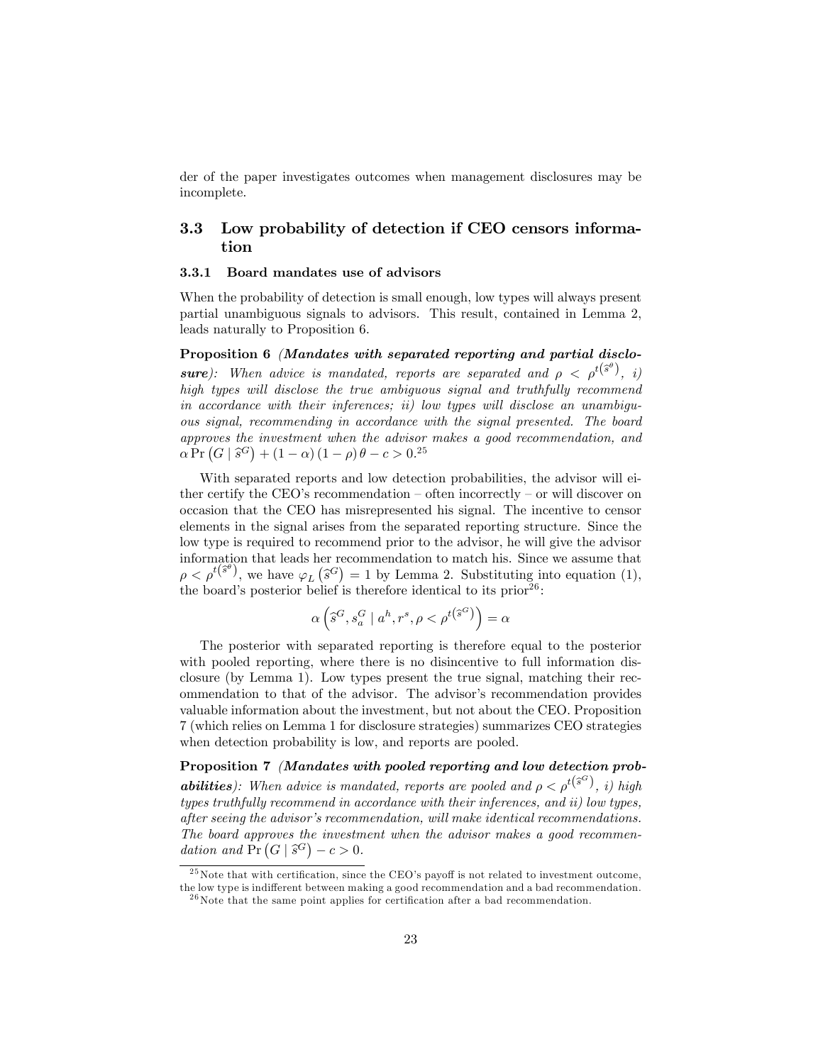der of the paper investigates outcomes when management disclosures may be incomplete.

## 3.3 Low probability of detection if CEO censors information

### 3.3.1 Board mandates use of advisors

When the probability of detection is small enough, low types will always present partial unambiguous signals to advisors. This result, contained in Lemma 2, leads naturally to Proposition 6.

**Proposition 6** ***(Mandates with separated reporting and partial disclosure)****: When advice is mandated, reports are separated and $\rho < \rho^{t(\widehat{s}^{\theta})}$, i) high types will disclose the true ambiguous signal and truthfully recommend in accordance with their inferences; ii) low types will disclose an unambiguous signal, recommending in accordance with the signal presented. The board approves the investment when the advisor makes a good recommendation, and $\alpha \Pr\left(G \mid \widehat{s}^{G}\right) + (1-\alpha)(1-\rho)\theta - c > 0$.*[25]

With separated reports and low detection probabilities, the advisor will either certify the CEO's recommendation – often incorrectly – or will discover on occasion that the CEO has misrepresented his signal. The incentive to censor elements in the signal arises from the separated reporting structure. Since the low type is required to recommend prior to the advisor, he will give the advisor information that leads her recommendation to match his. Since we assume that $\rho < \rho^{t(\widehat{s}^{\theta})}$, we have $\varphi_L\left(\widehat{s}^{G}\right) = 1$ by Lemma 2. Substituting into equation (1), the board's posterior belief is therefore identical to its prior[26]:

$$\alpha\left(\widehat{s}^{G}, s_a^G \mid a^h, r^s, \rho < \rho^{t\left(\widehat{s}^{G}\right)}\right) = \alpha$$

The posterior with separated reporting is therefore equal to the posterior with pooled reporting, where there is no disincentive to full information disclosure (by Lemma 1). Low types present the true signal, matching their recommendation to that of the advisor. The advisor's recommendation provides valuable information about the investment, but not about the CEO. Proposition 7 (which relies on Lemma 1 for disclosure strategies) summarizes CEO strategies when detection probability is low, and reports are pooled.

**Proposition 7** ***(Mandates with pooled reporting and low detection probabilities)****: When advice is mandated, reports are pooled and $\rho < \rho^{t\left(\widehat{s}^{G}\right)}$, i) high types truthfully recommend in accordance with their inferences, and ii) low types, after seeing the advisor's recommendation, will make identical recommendations. The board approves the investment when the advisor makes a good recommendation and $\Pr\left(G \mid \widehat{s}^{G}\right) - c > 0$.*

---

[25] Note that with certification, since the CEO's payoff is not related to investment outcome, the low type is indifferent between making a good recommendation and a bad recommendation.

[26] Note that the same point applies for certification after a bad recommendation.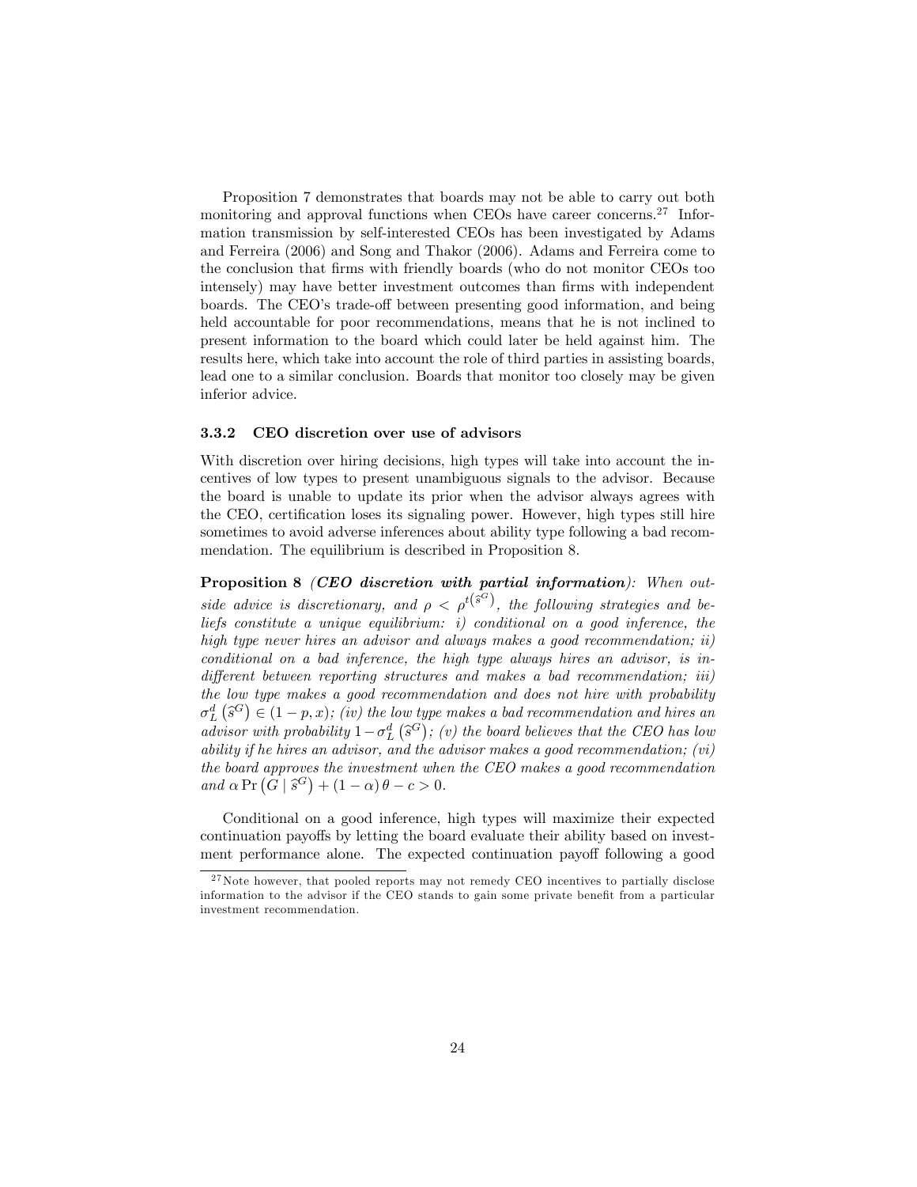Proposition 7 demonstrates that boards may not be able to carry out both monitoring and approval functions when CEOs have career concerns.[27] Information transmission by self-interested CEOs has been investigated by Adams and Ferreira (2006) and Song and Thakor (2006). Adams and Ferreira come to the conclusion that firms with friendly boards (who do not monitor CEOs too intensely) may have better investment outcomes than firms with independent boards. The CEO's trade-off between presenting good information, and being held accountable for poor recommendations, means that he is not inclined to present information to the board which could later be held against him. The results here, which take into account the role of third parties in assisting boards, lead one to a similar conclusion. Boards that monitor too closely may be given inferior advice.

### 3.3.2 CEO discretion over use of advisors

With discretion over hiring decisions, high types will take into account the incentives of low types to present unambiguous signals to the advisor. Because the board is unable to update its prior when the advisor always agrees with the CEO, certification loses its signaling power. However, high types still hire sometimes to avoid adverse inferences about ability type following a bad recommendation. The equilibrium is described in Proposition 8.

**Proposition 8** ***(CEO discretion with partial information)****: When outside advice is discretionary, and $\rho < \rho^{t(\widehat{s}^G)}$, the following strategies and beliefs constitute a unique equilibrium: i) conditional on a good inference, the high type never hires an advisor and always makes a good recommendation; ii) conditional on a bad inference, the high type always hires an advisor, is indifferent between reporting structures and makes a bad recommendation; iii) the low type makes a good recommendation and does not hire with probability $\sigma_L^d(\widehat{s}^G) \in (1-p, x)$; (iv) the low type makes a bad recommendation and hires an advisor with probability $1-\sigma_L^d(\widehat{s}^G)$; (v) the board believes that the CEO has low ability if he hires an advisor, and the advisor makes a good recommendation; (vi) the board approves the investment when the CEO makes a good recommendation and $\alpha \Pr(G \mid \widehat{s}^G) + (1-\alpha)\theta - c > 0$.*

Conditional on a good inference, high types will maximize their expected continuation payoffs by letting the board evaluate their ability based on investment performance alone. The expected continuation payoff following a good

[27] Note however, that pooled reports may not remedy CEO incentives to partially disclose information to the advisor if the CEO stands to gain some private benefit from a particular investment recommendation.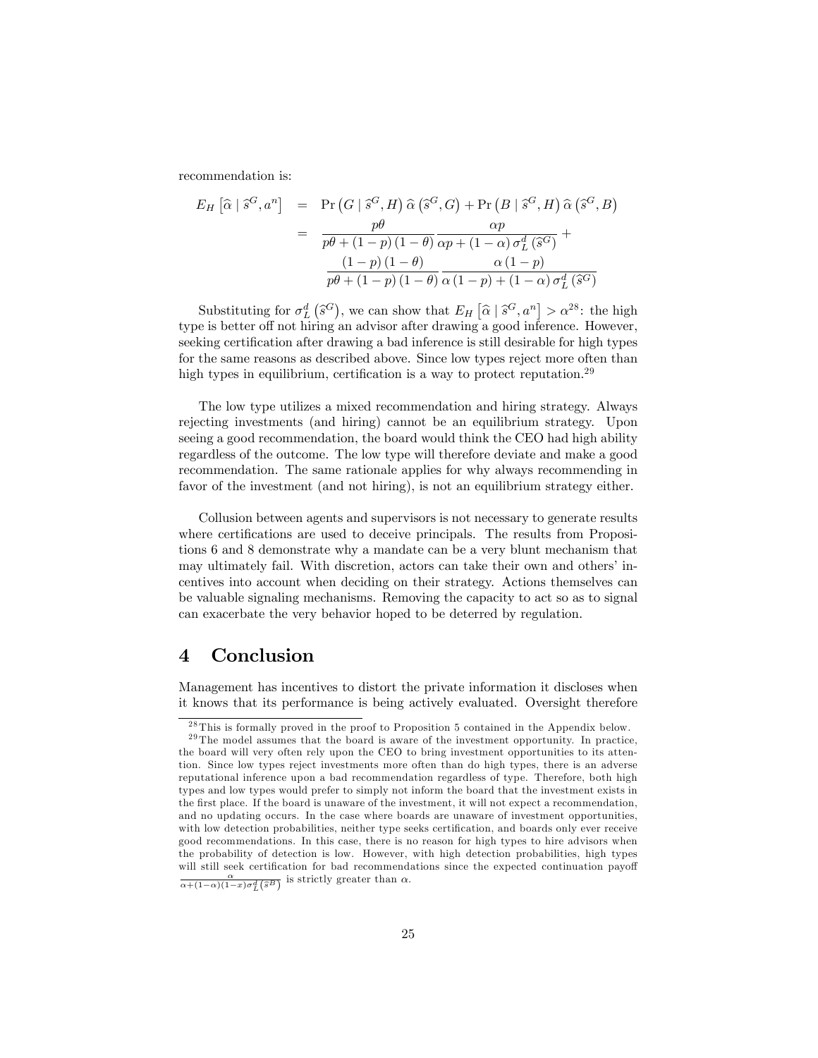recommendation is:

$$
\begin{aligned}
E_H\left[\widehat{\alpha} \mid \widehat{s}^G, a^n\right] &= \Pr\left(G \mid \widehat{s}^G, H\right)\widehat{\alpha}\left(\widehat{s}^G, G\right) + \Pr\left(B \mid \widehat{s}^G, H\right)\widehat{\alpha}\left(\widehat{s}^G, B\right) \\
&= \frac{p\theta}{p\theta + (1-p)(1-\theta)} \frac{\alpha p}{\alpha p + (1-\alpha)\sigma_L^d\left(\widehat{s}^G\right)} + \\
&\quad \frac{(1-p)(1-\theta)}{p\theta + (1-p)(1-\theta)} \frac{\alpha(1-p)}{\alpha(1-p) + (1-\alpha)\sigma_L^d\left(\widehat{s}^G\right)}
\end{aligned}
$$

Substituting for $\sigma_L^d\left(\widehat{s}^G\right)$, we can show that $E_H\left[\widehat{\alpha} \mid \widehat{s}^G, a^n\right] > \alpha$[28]: the high type is better off not hiring an advisor after drawing a good inference. However, seeking certification after drawing a bad inference is still desirable for high types for the same reasons as described above. Since low types reject more often than high types in equilibrium, certification is a way to protect reputation.[29]

The low type utilizes a mixed recommendation and hiring strategy. Always rejecting investments (and hiring) cannot be an equilibrium strategy. Upon seeing a good recommendation, the board would think the CEO had high ability regardless of the outcome. The low type will therefore deviate and make a good recommendation. The same rationale applies for why always recommending in favor of the investment (and not hiring), is not an equilibrium strategy either.

Collusion between agents and supervisors is not necessary to generate results where certifications are used to deceive principals. The results from Propositions 6 and 8 demonstrate why a mandate can be a very blunt mechanism that may ultimately fail. With discretion, actors can take their own and others' incentives into account when deciding on their strategy. Actions themselves can be valuable signaling mechanisms. Removing the capacity to act so as to signal can exacerbate the very behavior hoped to be deterred by regulation.

# 4 Conclusion

Management has incentives to distort the private information it discloses when it knows that its performance is being actively evaluated. Oversight therefore

[28] This is formally proved in the proof to Proposition 5 contained in the Appendix below.

[29] The model assumes that the board is aware of the investment opportunity. In practice, the board will very often rely upon the CEO to bring investment opportunities to its attention. Since low types reject investments more often than do high types, there is an adverse reputational inference upon a bad recommendation regardless of type. Therefore, both high types and low types would prefer to simply not inform the board that the investment exists in the first place. If the board is unaware of the investment, it will not expect a recommendation, and no updating occurs. In the case where boards are unaware of investment opportunities, with low detection probabilities, neither type seeks certification, and boards only ever receive good recommendations. In this case, there is no reason for high types to hire advisors when the probability of detection is low. However, with high detection probabilities, high types will still seek certification for bad recommendations since the expected continuation payoff $\frac{\alpha}{\alpha+(1-\alpha)(1-x)\sigma_L^d\left(\widehat{s}^B\right)}$ is strictly greater than $\alpha$.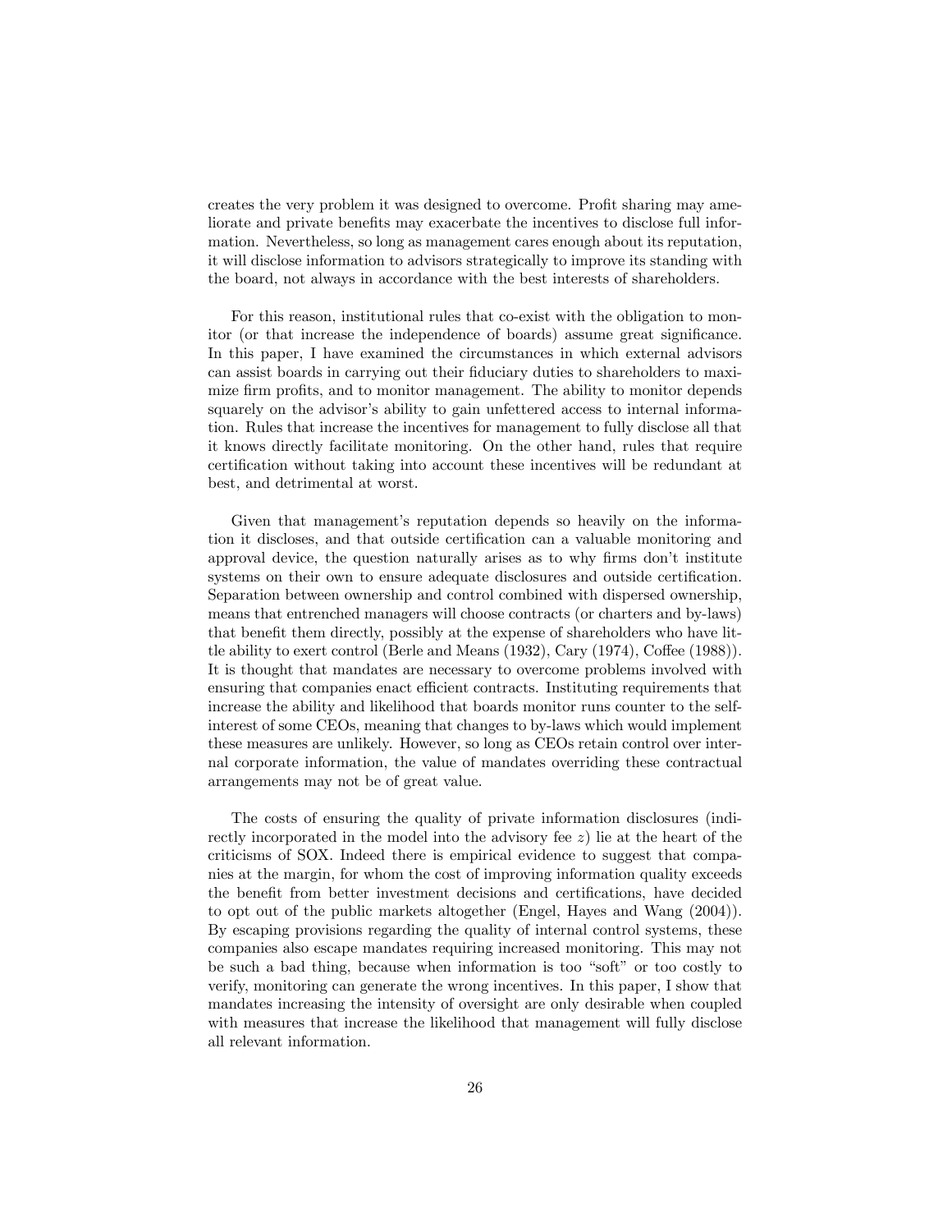creates the very problem it was designed to overcome. Profit sharing may ameliorate and private benefits may exacerbate the incentives to disclose full information. Nevertheless, so long as management cares enough about its reputation, it will disclose information to advisors strategically to improve its standing with the board, not always in accordance with the best interests of shareholders.

For this reason, institutional rules that co-exist with the obligation to monitor (or that increase the independence of boards) assume great significance. In this paper, I have examined the circumstances in which external advisors can assist boards in carrying out their fiduciary duties to shareholders to maximize firm profits, and to monitor management. The ability to monitor depends squarely on the advisor's ability to gain unfettered access to internal information. Rules that increase the incentives for management to fully disclose all that it knows directly facilitate monitoring. On the other hand, rules that require certification without taking into account these incentives will be redundant at best, and detrimental at worst.

Given that management's reputation depends so heavily on the information it discloses, and that outside certification can a valuable monitoring and approval device, the question naturally arises as to why firms don't institute systems on their own to ensure adequate disclosures and outside certification. Separation between ownership and control combined with dispersed ownership, means that entrenched managers will choose contracts (or charters and by-laws) that benefit them directly, possibly at the expense of shareholders who have little ability to exert control (Berle and Means (1932), Cary (1974), Coffee (1988)). It is thought that mandates are necessary to overcome problems involved with ensuring that companies enact efficient contracts. Instituting requirements that increase the ability and likelihood that boards monitor runs counter to the self-interest of some CEOs, meaning that changes to by-laws which would implement these measures are unlikely. However, so long as CEOs retain control over internal corporate information, the value of mandates overriding these contractual arrangements may not be of great value.

The costs of ensuring the quality of private information disclosures (indirectly incorporated in the model into the advisory fee $z$) lie at the heart of the criticisms of SOX. Indeed there is empirical evidence to suggest that companies at the margin, for whom the cost of improving information quality exceeds the benefit from better investment decisions and certifications, have decided to opt out of the public markets altogether (Engel, Hayes and Wang (2004)). By escaping provisions regarding the quality of internal control systems, these companies also escape mandates requiring increased monitoring. This may not be such a bad thing, because when information is too "soft" or too costly to verify, monitoring can generate the wrong incentives. In this paper, I show that mandates increasing the intensity of oversight are only desirable when coupled with measures that increase the likelihood that management will fully disclose all relevant information.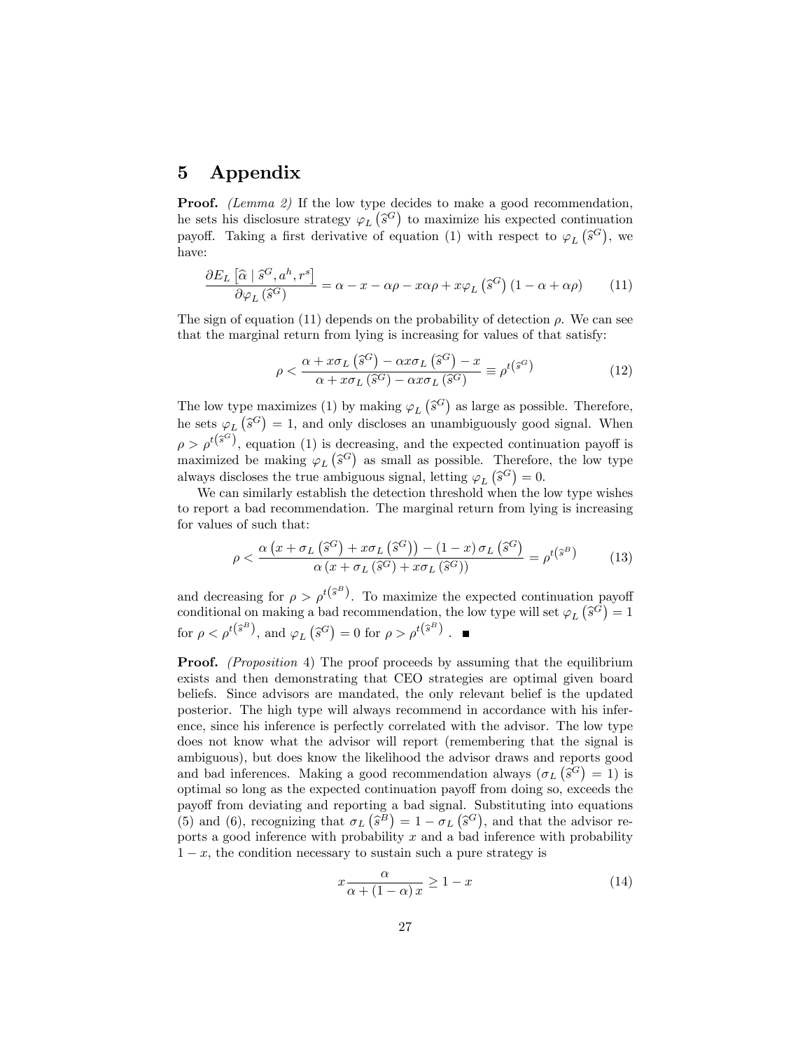# 5 Appendix

**Proof.** *(Lemma 2)* If the low type decides to make a good recommendation, he sets his disclosure strategy $\varphi_L\left(\widehat{s}^G\right)$ to maximize his expected continuation payoff. Taking a first derivative of equation (1) with respect to $\varphi_L\left(\widehat{s}^G\right)$, we have:

$$\frac{\partial E_L\left[\widehat{\alpha} \mid \widehat{s}^G, a^h, r^s\right]}{\partial \varphi_L\left(\widehat{s}^G\right)} = \alpha - x - \alpha\rho - x\alpha\rho + x\varphi_L\left(\widehat{s}^G\right)(1 - \alpha + \alpha\rho) \tag{11}$$

The sign of equation (11) depends on the probability of detection $\rho$. We can see that the marginal return from lying is increasing for values of that satisfy:

$$\rho < \frac{\alpha + x\sigma_L\left(\widehat{s}^G\right) - \alpha x\sigma_L\left(\widehat{s}^G\right) - x}{\alpha + x\sigma_L\left(\widehat{s}^G\right) - \alpha x\sigma_L\left(\widehat{s}^G\right)} \equiv \rho^{t\left(\widehat{s}^G\right)} \tag{12}$$

The low type maximizes (1) by making $\varphi_L\left(\widehat{s}^G\right)$ as large as possible. Therefore, he sets $\varphi_L\left(\widehat{s}^G\right) = 1$, and only discloses an unambiguously good signal. When $\rho > \rho^{t\left(\widehat{s}^G\right)}$, equation (1) is decreasing, and the expected continuation payoff is maximized be making $\varphi_L\left(\widehat{s}^G\right)$ as small as possible. Therefore, the low type always discloses the true ambiguous signal, letting $\varphi_L\left(\widehat{s}^G\right) = 0$.

We can similarly establish the detection threshold when the low type wishes to report a bad recommendation. The marginal return from lying is increasing for values of such that:

$$\rho < \frac{\alpha\left(x + \sigma_L\left(\widehat{s}^G\right) + x\sigma_L\left(\widehat{s}^G\right)\right) - (1 - x)\,\sigma_L\left(\widehat{s}^G\right)}{\alpha\left(x + \sigma_L\left(\widehat{s}^G\right) + x\sigma_L\left(\widehat{s}^G\right)\right)} = \rho^{t\left(\widehat{s}^B\right)} \tag{13}$$

and decreasing for $\rho > \rho^{t\left(\widehat{s}^B\right)}$. To maximize the expected continuation payoff conditional on making a bad recommendation, the low type will set $\varphi_L\left(\widehat{s}^G\right) = 1$ for $\rho < \rho^{t\left(\widehat{s}^B\right)}$, and $\varphi_L\left(\widehat{s}^G\right) = 0$ for $\rho > \rho^{t\left(\widehat{s}^B\right)}$. ■

**Proof.** *(Proposition 4)* The proof proceeds by assuming that the equilibrium exists and then demonstrating that CEO strategies are optimal given board beliefs. Since advisors are mandated, the only relevant belief is the updated posterior. The high type will always recommend in accordance with his inference, since his inference is perfectly correlated with the advisor. The low type does not know what the advisor will report (remembering that the signal is ambiguous), but does know the likelihood the advisor draws and reports good and bad inferences. Making a good recommendation always ($\sigma_L\left(\widehat{s}^G\right) = 1$) is optimal so long as the expected continuation payoff from doing so, exceeds the payoff from deviating and reporting a bad signal. Substituting into equations (5) and (6), recognizing that $\sigma_L\left(\widehat{s}^B\right) = 1 - \sigma_L\left(\widehat{s}^G\right)$, and that the advisor reports a good inference with probability $x$ and a bad inference with probability $1 - x$, the condition necessary to sustain such a pure strategy is

$$x\frac{\alpha}{\alpha + (1 - \alpha)\,x} \geq 1 - x \tag{14}$$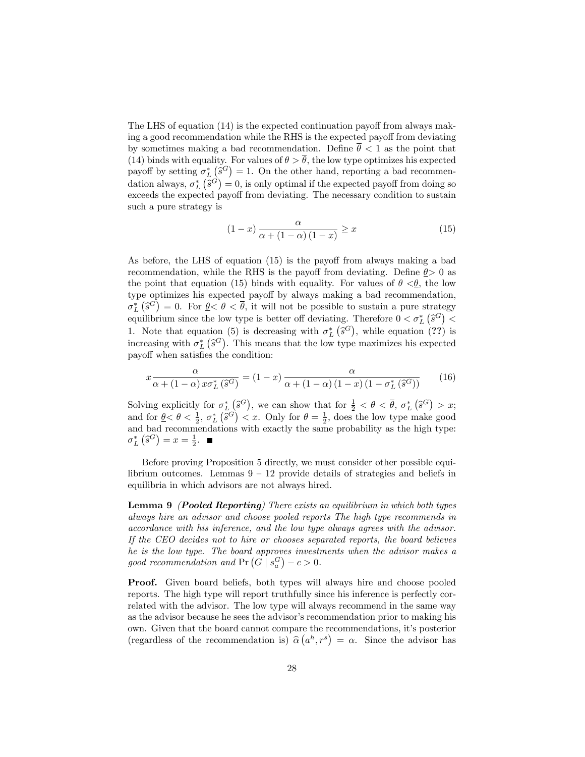The LHS of equation (14) is the expected continuation payoff from always making a good recommendation while the RHS is the expected payoff from deviating by sometimes making a bad recommendation. Define $\overline{\theta} < 1$ as the point that (14) binds with equality. For values of $\theta > \overline{\theta}$, the low type optimizes his expected payoff by setting $\sigma_L^*\left(\widehat{s}^G\right) = 1$. On the other hand, reporting a bad recommendation always, $\sigma_L^*\left(\widehat{s}^G\right) = 0$, is only optimal if the expected payoff from doing so exceeds the expected payoff from deviating. The necessary condition to sustain such a pure strategy is

$$(1-x)\frac{\alpha}{\alpha + (1-\alpha)(1-x)} \geq x \tag{15}$$

As before, the LHS of equation (15) is the payoff from always making a bad recommendation, while the RHS is the payoff from deviating. Define $\underline{\theta} > 0$ as the point that equation (15) binds with equality. For values of $\theta < \underline{\theta}$, the low type optimizes his expected payoff by always making a bad recommendation, $\sigma_L^*\left(\widehat{s}^G\right) = 0$. For $\underline{\theta} < \theta < \overline{\theta}$, it will not be possible to sustain a pure strategy equilibrium since the low type is better off deviating. Therefore $0 < \sigma_L^*\left(\widehat{s}^G\right) < 1$. Note that equation (5) is decreasing with $\sigma_L^*\left(\widehat{s}^G\right)$, while equation (**??**) is increasing with $\sigma_L^*\left(\widehat{s}^G\right)$. This means that the low type maximizes his expected payoff when satisfies the condition:

$$x\frac{\alpha}{\alpha + (1-\alpha)x\sigma_L^*\left(\widehat{s}^G\right)} = (1-x)\frac{\alpha}{\alpha + (1-\alpha)(1-x)\left(1-\sigma_L^*\left(\widehat{s}^G\right)\right)} \tag{16}$$

Solving explicitly for $\sigma_L^*\left(\widehat{s}^G\right)$, we can show that for $\frac{1}{2} < \theta < \overline{\theta}$, $\sigma_L^*\left(\widehat{s}^G\right) > x$; and for $\underline{\theta} < \theta < \frac{1}{2}$, $\sigma_L^*\left(\widehat{s}^G\right) < x$. Only for $\theta = \frac{1}{2}$, does the low type make good and bad recommendations with exactly the same probability as the high type: $\sigma_L^*\left(\widehat{s}^G\right) = x = \frac{1}{2}$. ■

Before proving Proposition 5 directly, we must consider other possible equilibrium outcomes. Lemmas 9 – 12 provide details of strategies and beliefs in equilibria in which advisors are not always hired.

**Lemma 9** ***(Pooled Reporting)*** *There exists an equilibrium in which both types always hire an advisor and choose pooled reports The high type recommends in accordance with his inference, and the low type always agrees with the advisor. If the CEO decides not to hire or chooses separated reports, the board believes he is the low type. The board approves investments when the advisor makes a good recommendation and* $\Pr\left(G \mid s_a^G\right) - c > 0$.

**Proof.** Given board beliefs, both types will always hire and choose pooled reports. The high type will report truthfully since his inference is perfectly correlated with the advisor. The low type will always recommend in the same way as the advisor because he sees the advisor's recommendation prior to making his own. Given that the board cannot compare the recommendations, it's posterior (regardless of the recommendation is) $\widehat{\alpha}\left(a^h, r^s\right) = \alpha$. Since the advisor has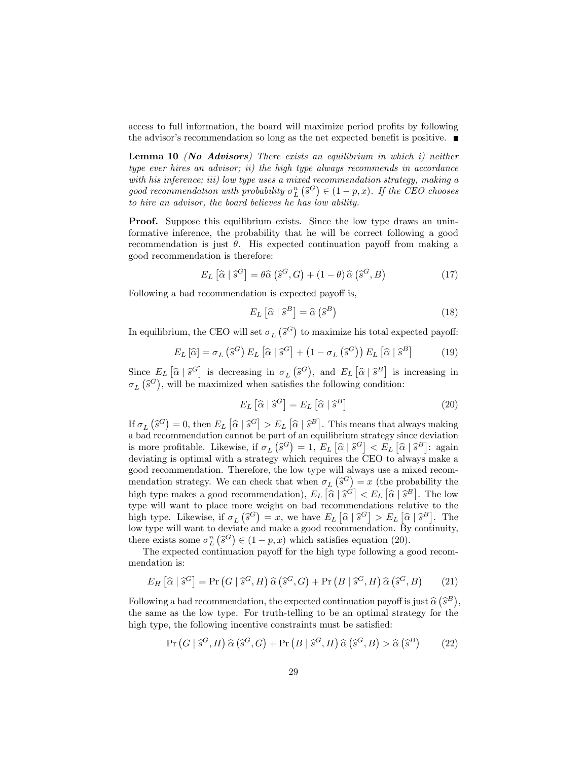access to full information, the board will maximize period profits by following the advisor's recommendation so long as the net expected benefit is positive. ■

**Lemma 10** ***(No Advisors)*** *There exists an equilibrium in which i) neither type ever hires an advisor; ii) the high type always recommends in accordance with his inference; iii) low type uses a mixed recommendation strategy, making a good recommendation with probability $\sigma_L^n\left(\widehat{s}^G\right) \in (1-p, x)$. If the CEO chooses to hire an advisor, the board believes he has low ability.*

**Proof.** Suppose this equilibrium exists. Since the low type draws an uninformative inference, the probability that he will be correct following a good recommendation is just $\theta$. His expected continuation payoff from making a good recommendation is therefore:

$$E_L\left[\widehat{\alpha} \mid \widehat{s}^G\right] = \theta\widehat{\alpha}\left(\widehat{s}^G, G\right) + (1-\theta)\,\widehat{\alpha}\left(\widehat{s}^G, B\right) \tag{17}$$

Following a bad recommendation is expected payoff is,

$$E_L\left[\widehat{\alpha} \mid \widehat{s}^B\right] = \widehat{\alpha}\left(\widehat{s}^B\right) \tag{18}$$

In equilibrium, the CEO will set $\sigma_L\left(\widehat{s}^G\right)$ to maximize his total expected payoff:

$$E_L\left[\widehat{\alpha}\right] = \sigma_L\left(\widehat{s}^G\right) E_L\left[\widehat{\alpha} \mid \widehat{s}^G\right] + \left(1 - \sigma_L\left(\widehat{s}^G\right)\right) E_L\left[\widehat{\alpha} \mid \widehat{s}^B\right] \tag{19}$$

Since $E_L\left[\widehat{\alpha} \mid \widehat{s}^G\right]$ is decreasing in $\sigma_L\left(\widehat{s}^G\right)$, and $E_L\left[\widehat{\alpha} \mid \widehat{s}^B\right]$ is increasing in $\sigma_L\left(\widehat{s}^G\right)$, will be maximized when satisfies the following condition:

$$E_L\left[\widehat{\alpha} \mid \widehat{s}^G\right] = E_L\left[\widehat{\alpha} \mid \widehat{s}^B\right] \tag{20}$$

If $\sigma_L\left(\widehat{s}^G\right) = 0$, then $E_L\left[\widehat{\alpha} \mid \widehat{s}^G\right] > E_L\left[\widehat{\alpha} \mid \widehat{s}^B\right]$. This means that always making a bad recommendation cannot be part of an equilibrium strategy since deviation is more profitable. Likewise, if $\sigma_L\left(\widehat{s}^G\right) = 1$, $E_L\left[\widehat{\alpha} \mid \widehat{s}^G\right] < E_L\left[\widehat{\alpha} \mid \widehat{s}^B\right]$: again deviating is optimal with a strategy which requires the CEO to always make a good recommendation. Therefore, the low type will always use a mixed recommendation strategy. We can check that when $\sigma_L\left(\widehat{s}^G\right) = x$ (the probability the high type makes a good recommendation), $E_L\left[\widehat{\alpha} \mid \widehat{s}^G\right] < E_L\left[\widehat{\alpha} \mid \widehat{s}^B\right]$. The low type will want to place more weight on bad recommendations relative to the high type. Likewise, if $\sigma_L\left(\widehat{s}^G\right) = x$, we have $E_L\left[\widehat{\alpha} \mid \widehat{s}^G\right] > E_L\left[\widehat{\alpha} \mid \widehat{s}^B\right]$. The low type will want to deviate and make a good recommendation. By continuity, there exists some $\sigma_L^n\left(\widehat{s}^G\right) \in (1-p, x)$ which satisfies equation (20).

The expected continuation payoff for the high type following a good recommendation is:

$$E_H\left[\widehat{\alpha} \mid \widehat{s}^G\right] = \Pr\left(G \mid \widehat{s}^G, H\right) \widehat{\alpha}\left(\widehat{s}^G, G\right) + \Pr\left(B \mid \widehat{s}^G, H\right) \widehat{\alpha}\left(\widehat{s}^G, B\right) \tag{21}$$

Following a bad recommendation, the expected continuation payoff is just $\widehat{\alpha}\left(\widehat{s}^B\right)$, the same as the low type. For truth-telling to be an optimal strategy for the high type, the following incentive constraints must be satisfied:

$$\Pr\left(G \mid \widehat{s}^G, H\right) \widehat{\alpha}\left(\widehat{s}^G, G\right) + \Pr\left(B \mid \widehat{s}^G, H\right) \widehat{\alpha}\left(\widehat{s}^G, B\right) > \widehat{\alpha}\left(\widehat{s}^B\right) \tag{22}$$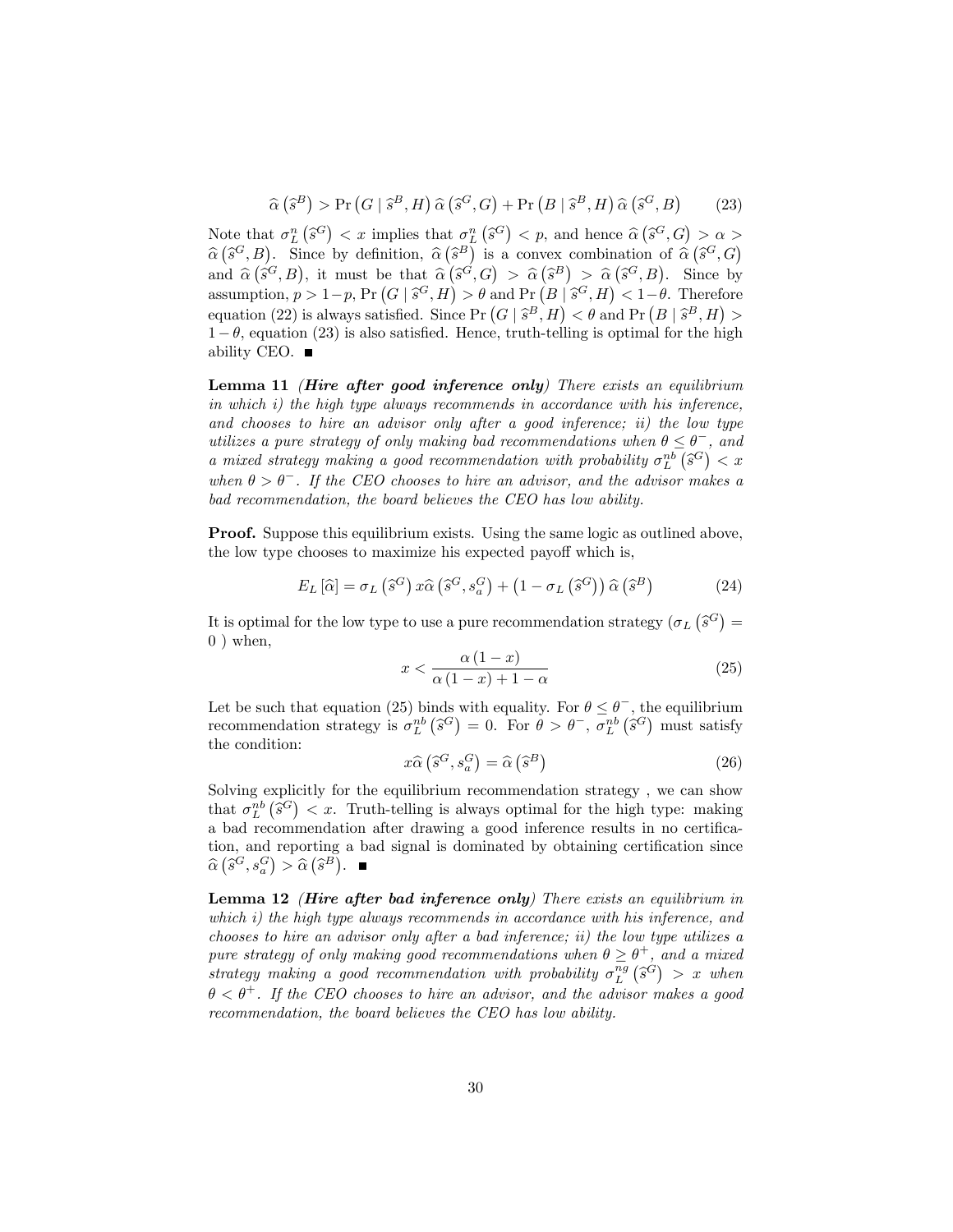$$\widehat{\alpha}\left(\widehat{s}^{B}\right) > \Pr\left(G \mid \widehat{s}^{B}, H\right) \widehat{\alpha}\left(\widehat{s}^{G}, G\right) + \Pr\left(B \mid \widehat{s}^{B}, H\right) \widehat{\alpha}\left(\widehat{s}^{G}, B\right) \tag{23}$$

Note that $\sigma_L^n\left(\widehat{s}^G\right) < x$ implies that $\sigma_L^n\left(\widehat{s}^G\right) < p$, and hence $\widehat{\alpha}\left(\widehat{s}^G, G\right) > \alpha > \widehat{\alpha}\left(\widehat{s}^G, B\right)$. Since by definition, $\widehat{\alpha}\left(\widehat{s}^B\right)$ is a convex combination of $\widehat{\alpha}\left(\widehat{s}^G, G\right)$ and $\widehat{\alpha}\left(\widehat{s}^G, B\right)$, it must be that $\widehat{\alpha}\left(\widehat{s}^G, G\right) > \widehat{\alpha}\left(\widehat{s}^B\right) > \widehat{\alpha}\left(\widehat{s}^G, B\right)$. Since by assumption, $p > 1-p$, $\Pr\left(G \mid \widehat{s}^G, H\right) > \theta$ and $\Pr\left(B \mid \widehat{s}^G, H\right) < 1-\theta$. Therefore equation (22) is always satisfied. Since $\Pr\left(G \mid \widehat{s}^B, H\right) < \theta$ and $\Pr\left(B \mid \widehat{s}^B, H\right) > 1-\theta$, equation (23) is also satisfied. Hence, truth-telling is optimal for the high ability CEO. ■

**Lemma 11** ***(Hire after good inference only)*** *There exists an equilibrium in which i) the high type always recommends in accordance with his inference, and chooses to hire an advisor only after a good inference; ii) the low type utilizes a pure strategy of only making bad recommendations when $\theta \leq \theta^-$, and a mixed strategy making a good recommendation with probability $\sigma_L^{nb}\left(\widehat{s}^G\right) < x$ when $\theta > \theta^-$. If the CEO chooses to hire an advisor, and the advisor makes a bad recommendation, the board believes the CEO has low ability.*

**Proof.** Suppose this equilibrium exists. Using the same logic as outlined above, the low type chooses to maximize his expected payoff which is,

$$E_L\left[\widehat{\alpha}\right] = \sigma_L\left(\widehat{s}^G\right) x \widehat{\alpha}\left(\widehat{s}^G, s_a^G\right) + \left(1 - \sigma_L\left(\widehat{s}^G\right)\right) \widehat{\alpha}\left(\widehat{s}^B\right) \tag{24}$$

It is optimal for the low type to use a pure recommendation strategy ($\sigma_L\left(\widehat{s}^G\right) = 0$ ) when,

$$x < \frac{\alpha(1-x)}{\alpha(1-x) + 1 - \alpha} \tag{25}$$

Let be such that equation (25) binds with equality. For $\theta \leq \theta^-$, the equilibrium recommendation strategy is $\sigma_L^{nb}\left(\widehat{s}^G\right) = 0$. For $\theta > \theta^-$, $\sigma_L^{nb}\left(\widehat{s}^G\right)$ must satisfy the condition:

$$x \widehat{\alpha}\left(\widehat{s}^G, s_a^G\right) = \widehat{\alpha}\left(\widehat{s}^B\right) \tag{26}$$

Solving explicitly for the equilibrium recommendation strategy , we can show that $\sigma_L^{nb}\left(\widehat{s}^G\right) < x$. Truth-telling is always optimal for the high type: making a bad recommendation after drawing a good inference results in no certification, and reporting a bad signal is dominated by obtaining certification since $\widehat{\alpha}\left(\widehat{s}^G, s_a^G\right) > \widehat{\alpha}\left(\widehat{s}^B\right)$. ■

**Lemma 12** ***(Hire after bad inference only)*** *There exists an equilibrium in which i) the high type always recommends in accordance with his inference, and chooses to hire an advisor only after a bad inference; ii) the low type utilizes a pure strategy of only making good recommendations when $\theta \geq \theta^+$, and a mixed strategy making a good recommendation with probability $\sigma_L^{ng}\left(\widehat{s}^G\right) > x$ when $\theta < \theta^+$. If the CEO chooses to hire an advisor, and the advisor makes a good recommendation, the board believes the CEO has low ability.*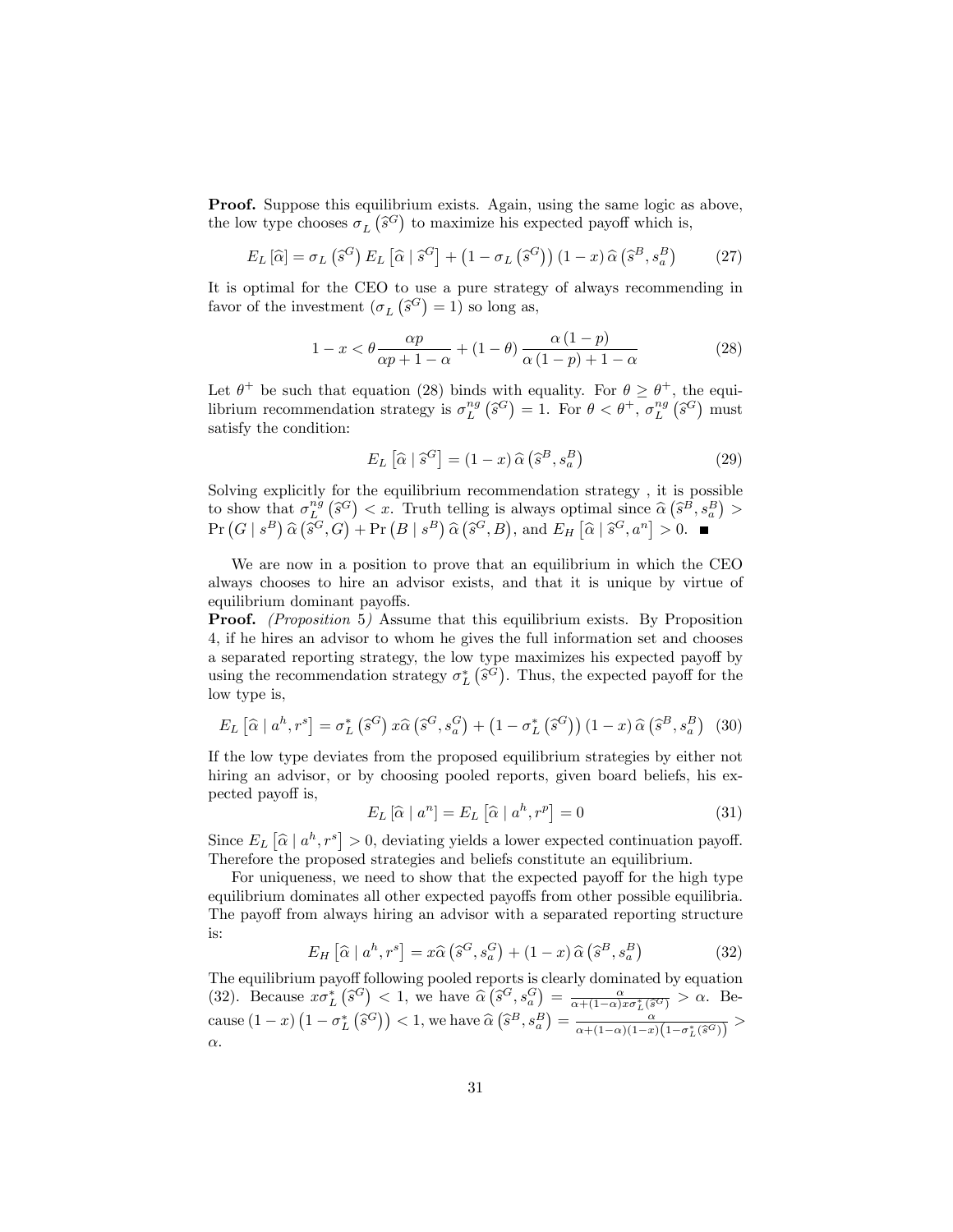**Proof.** Suppose this equilibrium exists. Again, using the same logic as above, the low type chooses $\sigma_L\left(\widehat{s}^G\right)$ to maximize his expected payoff which is,

$$E_L\left[\widehat{\alpha}\right] = \sigma_L\left(\widehat{s}^G\right) E_L\left[\widehat{\alpha} \mid \widehat{s}^G\right] + \left(1 - \sigma_L\left(\widehat{s}^G\right)\right)(1-x)\,\widehat{\alpha}\left(\widehat{s}^B, s_a^B\right) \tag{27}$$

It is optimal for the CEO to use a pure strategy of always recommending in favor of the investment ($\sigma_L\left(\widehat{s}^G\right) = 1$) so long as,

$$1 - x < \theta \frac{\alpha p}{\alpha p + 1 - \alpha} + (1-\theta)\frac{\alpha(1-p)}{\alpha(1-p) + 1 - \alpha} \tag{28}$$

Let $\theta^+$ be such that equation (28) binds with equality. For $\theta \geq \theta^+$, the equilibrium recommendation strategy is $\sigma_L^{ng}\left(\widehat{s}^G\right) = 1$. For $\theta < \theta^+$, $\sigma_L^{ng}\left(\widehat{s}^G\right)$ must satisfy the condition:

$$E_L\left[\widehat{\alpha} \mid \widehat{s}^G\right] = (1-x)\,\widehat{\alpha}\left(\widehat{s}^B, s_a^B\right) \tag{29}$$

Solving explicitly for the equilibrium recommendation strategy , it is possible to show that $\sigma_L^{ng}\left(\widehat{s}^G\right) < x$. Truth telling is always optimal since $\widehat{\alpha}\left(\widehat{s}^B, s_a^B\right) > \Pr\left(G \mid s^B\right)\widehat{\alpha}\left(\widehat{s}^G, G\right) + \Pr\left(B \mid s^B\right)\widehat{\alpha}\left(\widehat{s}^G, B\right)$, and $E_H\left[\widehat{\alpha} \mid \widehat{s}^G, a^n\right] > 0$. ∎

We are now in a position to prove that an equilibrium in which the CEO always chooses to hire an advisor exists, and that it is unique by virtue of equilibrium dominant payoffs.

**Proof.** *(Proposition 5)* Assume that this equilibrium exists. By Proposition 4, if he hires an advisor to whom he gives the full information set and chooses a separated reporting strategy, the low type maximizes his expected payoff by using the recommendation strategy $\sigma_L^*\left(\widehat{s}^G\right)$. Thus, the expected payoff for the low type is,

$$E_L\left[\widehat{\alpha} \mid a^h, r^s\right] = \sigma_L^*\left(\widehat{s}^G\right) x\widehat{\alpha}\left(\widehat{s}^G, s_a^G\right) + \left(1 - \sigma_L^*\left(\widehat{s}^G\right)\right)(1-x)\,\widehat{\alpha}\left(\widehat{s}^B, s_a^B\right) \tag{30}$$

If the low type deviates from the proposed equilibrium strategies by either not hiring an advisor, or by choosing pooled reports, given board beliefs, his expected payoff is,

$$E_L\left[\widehat{\alpha} \mid a^n\right] = E_L\left[\widehat{\alpha} \mid a^h, r^p\right] = 0 \tag{31}$$

Since $E_L\left[\widehat{\alpha} \mid a^h, r^s\right] > 0$, deviating yields a lower expected continuation payoff. Therefore the proposed strategies and beliefs constitute an equilibrium.

For uniqueness, we need to show that the expected payoff for the high type equilibrium dominates all other expected payoffs from other possible equilibria. The payoff from always hiring an advisor with a separated reporting structure is:

$$E_H\left[\widehat{\alpha} \mid a^h, r^s\right] = x\widehat{\alpha}\left(\widehat{s}^G, s_a^G\right) + (1-x)\,\widehat{\alpha}\left(\widehat{s}^B, s_a^B\right) \tag{32}$$

The equilibrium payoff following pooled reports is clearly dominated by equation (32). Because $x\sigma_L^*\left(\widehat{s}^G\right) < 1$, we have $\widehat{\alpha}\left(\widehat{s}^G, s_a^G\right) = \frac{\alpha}{\alpha + (1-\alpha)x\sigma_L^*\left(\widehat{s}^G\right)} > \alpha$. Because $(1-x)\left(1 - \sigma_L^*\left(\widehat{s}^G\right)\right) < 1$, we have $\widehat{\alpha}\left(\widehat{s}^B, s_a^B\right) = \frac{\alpha}{\alpha + (1-\alpha)(1-x)\left(1 - \sigma_L^*\left(\widehat{s}^G\right)\right)} > \alpha$.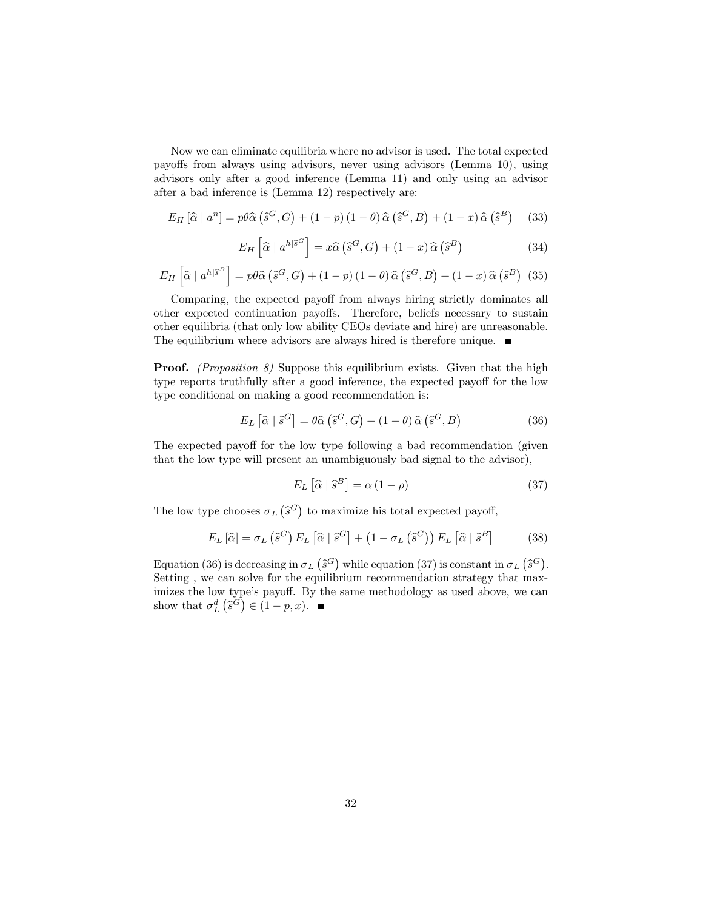Now we can eliminate equilibria where no advisor is used. The total expected payoffs from always using advisors, never using advisors (Lemma 10), using advisors only after a good inference (Lemma 11) and only using an advisor after a bad inference is (Lemma 12) respectively are:

$$E_H\left[\widehat{\alpha} \mid a^n\right] = p\theta\widehat{\alpha}\left(\widehat{s}^G, G\right) + (1-p)(1-\theta)\widehat{\alpha}\left(\widehat{s}^G, B\right) + (1-x)\widehat{\alpha}\left(\widehat{s}^B\right) \tag{33}$$

$$E_H\left[\widehat{\alpha} \mid a^{h|\widehat{s}^G}\right] = x\widehat{\alpha}\left(\widehat{s}^G, G\right) + (1-x)\widehat{\alpha}\left(\widehat{s}^B\right) \tag{34}$$

$$E_H\left[\widehat{\alpha} \mid a^{h|\widehat{s}^B}\right] = p\theta\widehat{\alpha}\left(\widehat{s}^G, G\right) + (1-p)(1-\theta)\widehat{\alpha}\left(\widehat{s}^G, B\right) + (1-x)\widehat{\alpha}\left(\widehat{s}^B\right) \tag{35}$$

Comparing, the expected payoff from always hiring strictly dominates all other expected continuation payoffs. Therefore, beliefs necessary to sustain other equilibria (that only low ability CEOs deviate and hire) are unreasonable. The equilibrium where advisors are always hired is therefore unique. ■

**Proof.** *(Proposition 8)* Suppose this equilibrium exists. Given that the high type reports truthfully after a good inference, the expected payoff for the low type conditional on making a good recommendation is:

$$E_L\left[\widehat{\alpha} \mid \widehat{s}^G\right] = \theta\widehat{\alpha}\left(\widehat{s}^G, G\right) + (1-\theta)\widehat{\alpha}\left(\widehat{s}^G, B\right) \tag{36}$$

The expected payoff for the low type following a bad recommendation (given that the low type will present an unambiguously bad signal to the advisor),

$$E_L\left[\widehat{\alpha} \mid \widehat{s}^B\right] = \alpha(1-\rho) \tag{37}$$

The low type chooses $\sigma_L\left(\widehat{s}^G\right)$ to maximize his total expected payoff,

$$E_L\left[\widehat{\alpha}\right] = \sigma_L\left(\widehat{s}^G\right)E_L\left[\widehat{\alpha} \mid \widehat{s}^G\right] + \left(1-\sigma_L\left(\widehat{s}^G\right)\right)E_L\left[\widehat{\alpha} \mid \widehat{s}^B\right] \tag{38}$$

Equation (36) is decreasing in $\sigma_L\left(\widehat{s}^G\right)$ while equation (37) is constant in $\sigma_L\left(\widehat{s}^G\right)$. Setting , we can solve for the equilibrium recommendation strategy that maximizes the low type's payoff. By the same methodology as used above, we can show that $\sigma_L^d\left(\widehat{s}^G\right) \in (1-p, x)$. ■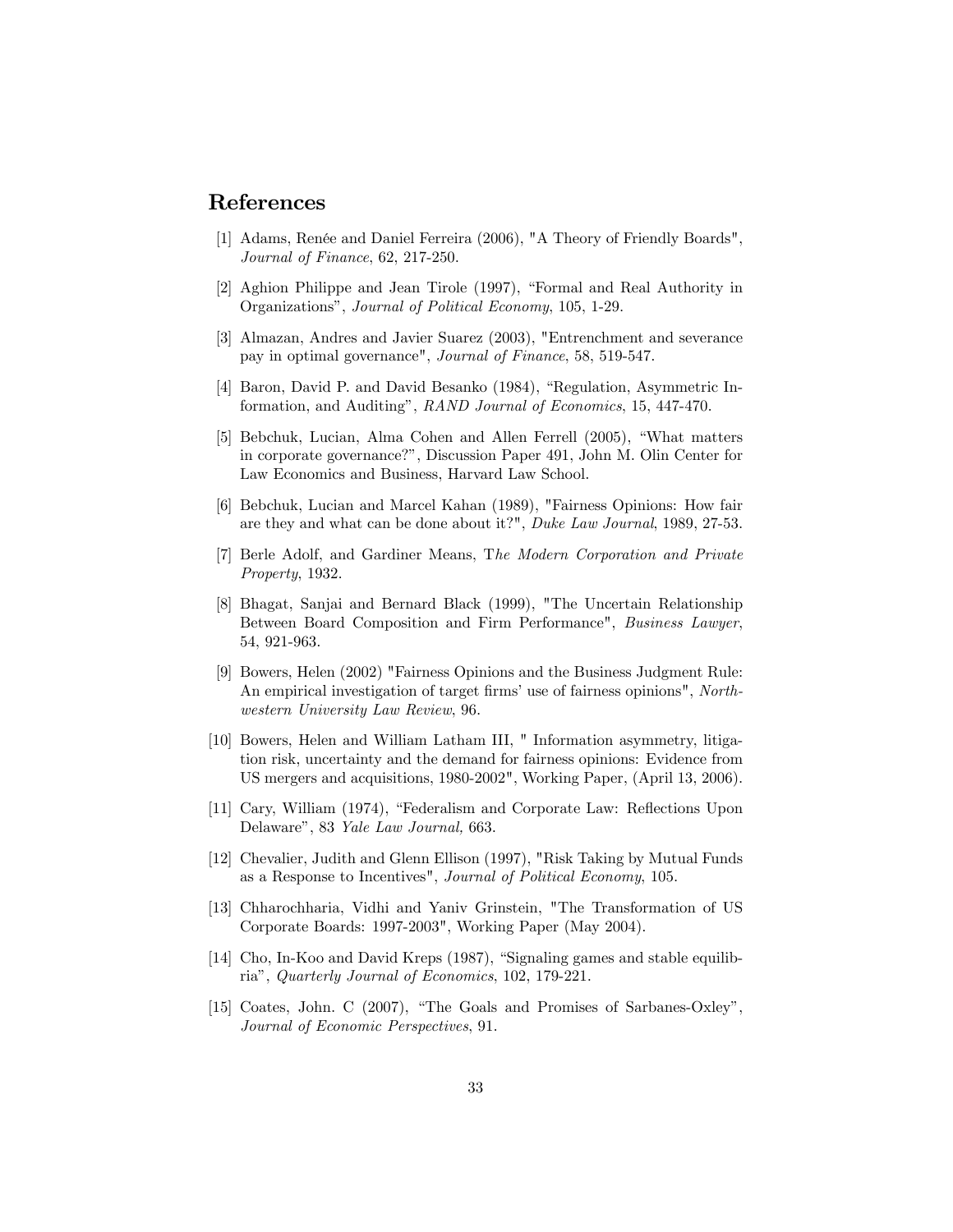## References

[1] Adams, Renée and Daniel Ferreira (2006), "A Theory of Friendly Boards", *Journal of Finance*, 62, 217-250.

[2] Aghion Philippe and Jean Tirole (1997), "Formal and Real Authority in Organizations", *Journal of Political Economy*, 105, 1-29.

[3] Almazan, Andres and Javier Suarez (2003), "Entrenchment and severance pay in optimal governance", *Journal of Finance*, 58, 519-547.

[4] Baron, David P. and David Besanko (1984), "Regulation, Asymmetric Information, and Auditing", *RAND Journal of Economics*, 15, 447-470.

[5] Bebchuk, Lucian, Alma Cohen and Allen Ferrell (2005), "What matters in corporate governance?", Discussion Paper 491, John M. Olin Center for Law Economics and Business, Harvard Law School.

[6] Bebchuk, Lucian and Marcel Kahan (1989), "Fairness Opinions: How fair are they and what can be done about it?", *Duke Law Journal*, 1989, 27-53.

[7] Berle Adolf, and Gardiner Means, T*he Modern Corporation and Private Property*, 1932.

[8] Bhagat, Sanjai and Bernard Black (1999), "The Uncertain Relationship Between Board Composition and Firm Performance", *Business Lawyer*, 54, 921-963.

[9] Bowers, Helen (2002) "Fairness Opinions and the Business Judgment Rule: An empirical investigation of target firms' use of fairness opinions", *Northwestern University Law Review*, 96.

[10] Bowers, Helen and William Latham III, " Information asymmetry, litigation risk, uncertainty and the demand for fairness opinions: Evidence from US mergers and acquisitions, 1980-2002", Working Paper, (April 13, 2006).

[11] Cary, William (1974), "Federalism and Corporate Law: Reflections Upon Delaware", 83 *Yale Law Journal,* 663.

[12] Chevalier, Judith and Glenn Ellison (1997), "Risk Taking by Mutual Funds as a Response to Incentives", *Journal of Political Economy*, 105.

[13] Chharochharia, Vidhi and Yaniv Grinstein, "The Transformation of US Corporate Boards: 1997-2003", Working Paper (May 2004).

[14] Cho, In-Koo and David Kreps (1987), "Signaling games and stable equilibria", *Quarterly Journal of Economics*, 102, 179-221.

[15] Coates, John. C (2007), "The Goals and Promises of Sarbanes-Oxley", *Journal of Economic Perspectives*, 91.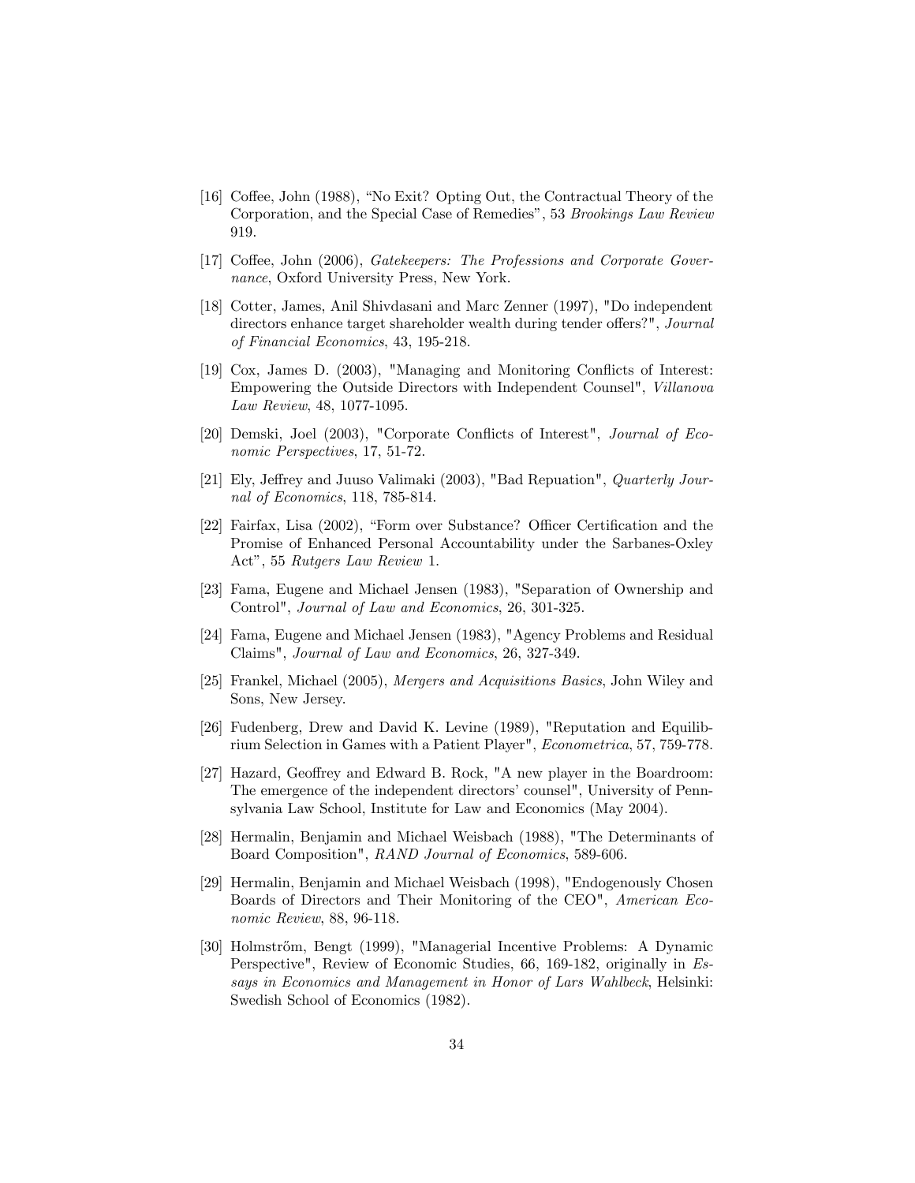[16] Coffee, John (1988), "No Exit? Opting Out, the Contractual Theory of the Corporation, and the Special Case of Remedies", 53 *Brookings Law Review* 919.

[17] Coffee, John (2006), *Gatekeepers: The Professions and Corporate Governance*, Oxford University Press, New York.

[18] Cotter, James, Anil Shivdasani and Marc Zenner (1997), "Do independent directors enhance target shareholder wealth during tender offers?", *Journal of Financial Economics*, 43, 195-218.

[19] Cox, James D. (2003), "Managing and Monitoring Conflicts of Interest: Empowering the Outside Directors with Independent Counsel", *Villanova Law Review*, 48, 1077-1095.

[20] Demski, Joel (2003), "Corporate Conflicts of Interest", *Journal of Economic Perspectives*, 17, 51-72.

[21] Ely, Jeffrey and Juuso Valimaki (2003), "Bad Repuation", *Quarterly Journal of Economics*, 118, 785-814.

[22] Fairfax, Lisa (2002), "Form over Substance? Officer Certification and the Promise of Enhanced Personal Accountability under the Sarbanes-Oxley Act", 55 *Rutgers Law Review* 1.

[23] Fama, Eugene and Michael Jensen (1983), "Separation of Ownership and Control", *Journal of Law and Economics*, 26, 301-325.

[24] Fama, Eugene and Michael Jensen (1983), "Agency Problems and Residual Claims", *Journal of Law and Economics*, 26, 327-349.

[25] Frankel, Michael (2005), *Mergers and Acquisitions Basics*, John Wiley and Sons, New Jersey.

[26] Fudenberg, Drew and David K. Levine (1989), "Reputation and Equilibrium Selection in Games with a Patient Player", *Econometrica*, 57, 759-778.

[27] Hazard, Geoffrey and Edward B. Rock, "A new player in the Boardroom: The emergence of the independent directors' counsel", University of Pennsylvania Law School, Institute for Law and Economics (May 2004).

[28] Hermalin, Benjamin and Michael Weisbach (1988), "The Determinants of Board Composition", *RAND Journal of Economics*, 589-606.

[29] Hermalin, Benjamin and Michael Weisbach (1998), "Endogenously Chosen Boards of Directors and Their Monitoring of the CEO", *American Economic Review*, 88, 96-118.

[30] Holmström, Bengt (1999), "Managerial Incentive Problems: A Dynamic Perspective", Review of Economic Studies, 66, 169-182, originally in *Essays in Economics and Management in Honor of Lars Wahlbeck*, Helsinki: Swedish School of Economics (1982).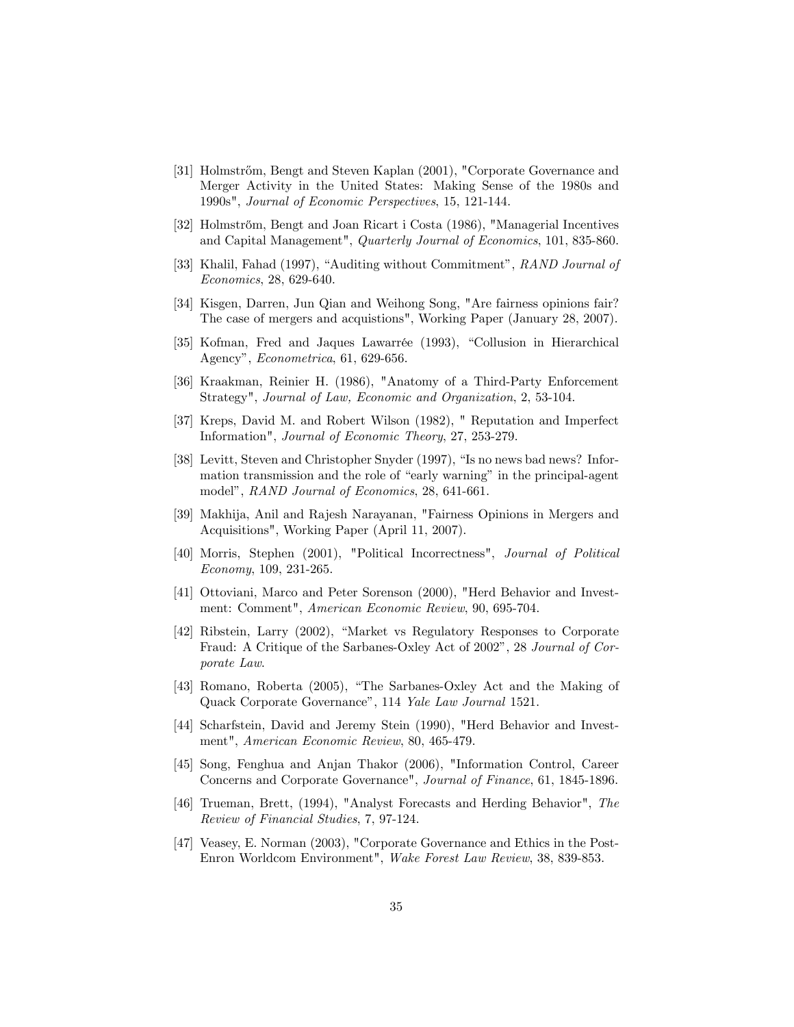[31] Holmstrőm, Bengt and Steven Kaplan (2001), "Corporate Governance and Merger Activity in the United States: Making Sense of the 1980s and 1990s", *Journal of Economic Perspectives*, 15, 121-144.

[32] Holmstrőm, Bengt and Joan Ricart i Costa (1986), "Managerial Incentives and Capital Management", *Quarterly Journal of Economics*, 101, 835-860.

[33] Khalil, Fahad (1997), "Auditing without Commitment", *RAND Journal of Economics*, 28, 629-640.

[34] Kisgen, Darren, Jun Qian and Weihong Song, "Are fairness opinions fair? The case of mergers and acquistions", Working Paper (January 28, 2007).

[35] Kofman, Fred and Jaques Lawarrée (1993), "Collusion in Hierarchical Agency", *Econometrica*, 61, 629-656.

[36] Kraakman, Reinier H. (1986), "Anatomy of a Third-Party Enforcement Strategy", *Journal of Law, Economic and Organization*, 2, 53-104.

[37] Kreps, David M. and Robert Wilson (1982), " Reputation and Imperfect Information", *Journal of Economic Theory*, 27, 253-279.

[38] Levitt, Steven and Christopher Snyder (1997), "Is no news bad news? Information transmission and the role of "early warning" in the principal-agent model", *RAND Journal of Economics*, 28, 641-661.

[39] Makhija, Anil and Rajesh Narayanan, "Fairness Opinions in Mergers and Acquisitions", Working Paper (April 11, 2007).

[40] Morris, Stephen (2001), "Political Incorrectness", *Journal of Political Economy*, 109, 231-265.

[41] Ottoviani, Marco and Peter Sorenson (2000), "Herd Behavior and Investment: Comment", *American Economic Review*, 90, 695-704.

[42] Ribstein, Larry (2002), "Market vs Regulatory Responses to Corporate Fraud: A Critique of the Sarbanes-Oxley Act of 2002", 28 *Journal of Corporate Law*.

[43] Romano, Roberta (2005), "The Sarbanes-Oxley Act and the Making of Quack Corporate Governance", 114 *Yale Law Journal* 1521.

[44] Scharfstein, David and Jeremy Stein (1990), "Herd Behavior and Investment", *American Economic Review*, 80, 465-479.

[45] Song, Fenghua and Anjan Thakor (2006), "Information Control, Career Concerns and Corporate Governance", *Journal of Finance*, 61, 1845-1896.

[46] Trueman, Brett, (1994), "Analyst Forecasts and Herding Behavior", *The Review of Financial Studies*, 7, 97-124.

[47] Veasey, E. Norman (2003), "Corporate Governance and Ethics in the Post-Enron Worldcom Environment", *Wake Forest Law Review*, 38, 839-853.